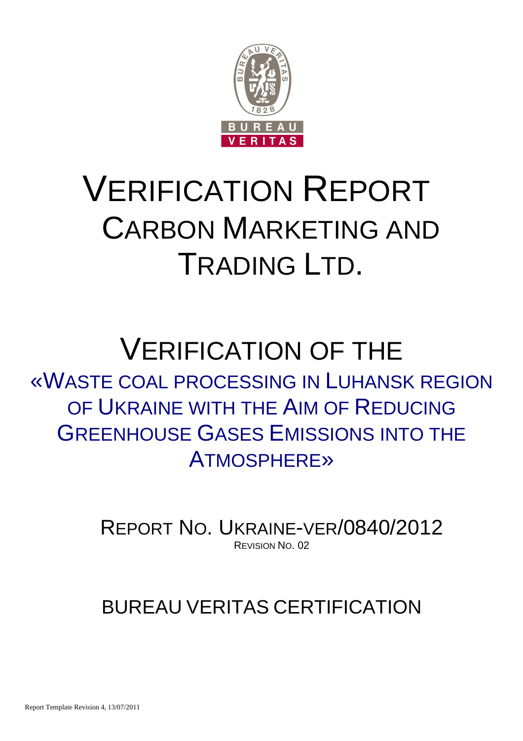BUREAU VERITAS

# VERIFICATION REPORT
## CARBON MARKETING AND TRADING LTD.

# VERIFICATION OF THE
## «WASTE COAL PROCESSING IN LUHANSK REGION OF UKRAINE WITH THE AIM OF REDUCING GREENHOUSE GASES EMISSIONS INTO THE ATMOSPHERE»

REPORT NO. UKRAINE-VER/0840/2012

REVISION NO. 02

BUREAU VERITAS CERTIFICATION

Report Template Revision 4, 13/07/2011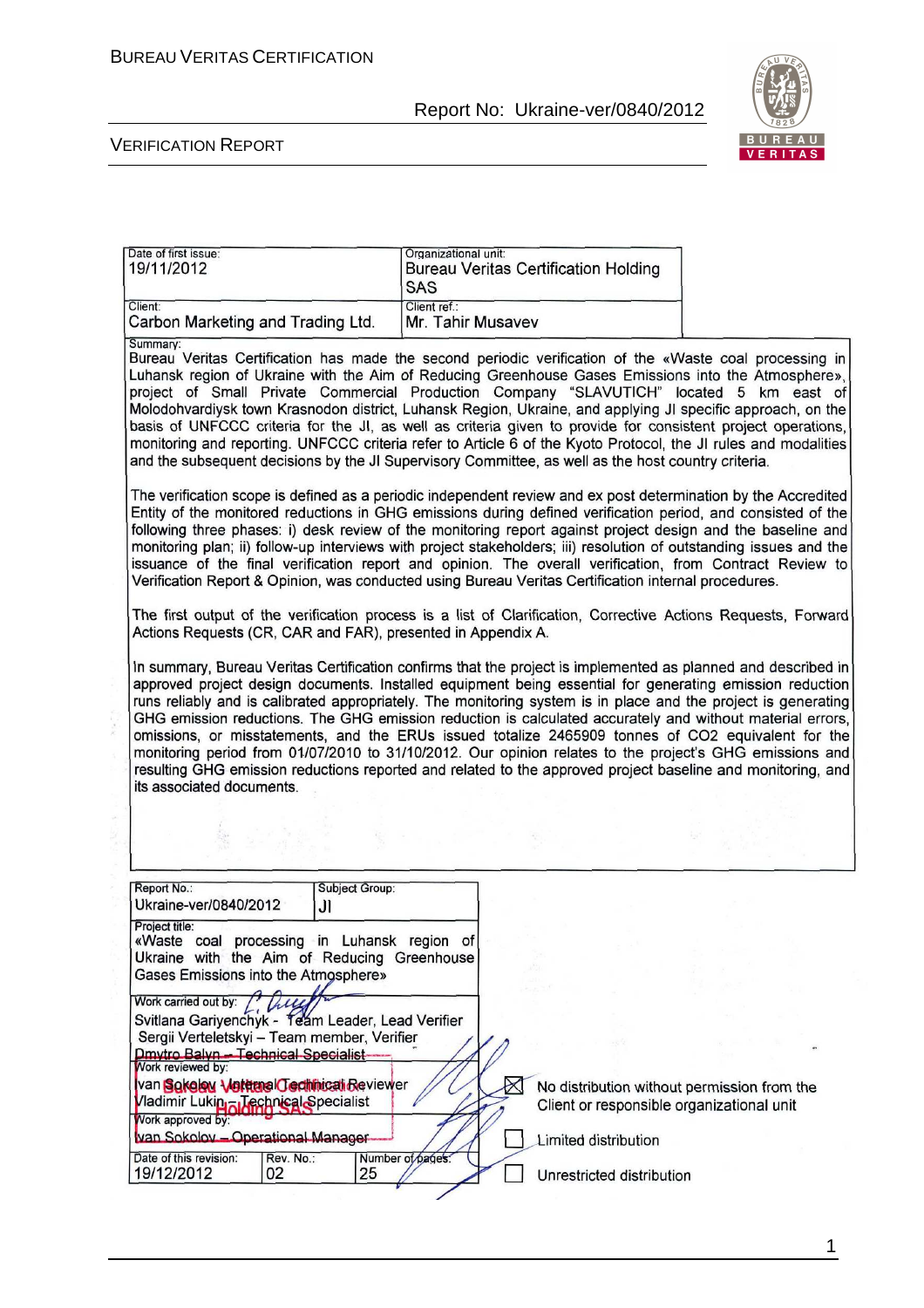| Date of first issue: 19/11/2012 | Organizational unit: Bureau Veritas Certification Holding SAS |
|---|---|
| Client: Carbon Marketing and Trading Ltd. | Client ref.: Mr. Tahir Musayev |

Summary:

Bureau Veritas Certification has made the second periodic verification of the «Waste coal processing in Luhansk region of Ukraine with the Aim of Reducing Greenhouse Gases Emissions into the Atmosphere», project of Small Private Commercial Production Company "SLAVUTICH" located 5 km east of Molodohvardiysk town Krasnodon district, Luhansk Region, Ukraine, and applying JI specific approach, on the basis of UNFCCC criteria for the JI, as well as criteria given to provide for consistent project operations, monitoring and reporting. UNFCCC criteria refer to Article 6 of the Kyoto Protocol, the JI rules and modalities and the subsequent decisions by the JI Supervisory Committee, as well as the host country criteria.

The verification scope is defined as a periodic independent review and ex post determination by the Accredited Entity of the monitored reductions in GHG emissions during defined verification period, and consisted of the following three phases: i) desk review of the monitoring report against project design and the baseline and monitoring plan; ii) follow-up interviews with project stakeholders; iii) resolution of outstanding issues and the issuance of the final verification report and opinion. The overall verification, from Contract Review to Verification Report & Opinion, was conducted using Bureau Veritas Certification internal procedures.

The first output of the verification process is a list of Clarification, Corrective Actions Requests, Forward Actions Requests (CR, CAR and FAR), presented in Appendix A.

In summary, Bureau Veritas Certification confirms that the project is implemented as planned and described in approved project design documents. Installed equipment being essential for generating emission reduction runs reliably and is calibrated appropriately. The monitoring system is in place and the project is generating GHG emission reductions. The GHG emission reduction is calculated accurately and without material errors, omissions, or misstatements, and the ERUs issued totalize 2465909 tonnes of CO2 equivalent for the monitoring period from 01/07/2010 to 31/10/2012. Our opinion relates to the project's GHG emissions and resulting GHG emission reductions reported and related to the approved project baseline and monitoring, and its associated documents.

| Report No.: Ukraine-ver/0840/2012 | Subject Group: JI | |
|---|---|---|
| Project title: «Waste coal processing in Luhansk region of Ukraine with the Aim of Reducing Greenhouse Gases Emissions into the Atmosphere» | | |
| Work carried out by: Svitlana Gariyenchyk - Team Leader, Lead Verifier; Sergii Verteletskyi – Team member, Verifier; Dmytro Balyn – Technical Specialist | | |
| Work reviewed by: Ivan Sokolov - Internal Technical Reviewer; Vladimir Lukin – Technical Specialist | | |
| Work approved by: Ivan Sokolov – Operational Manager | | |
| Date of this revision: 19/12/2012 | Rev. No.: 02 | Number of pages: 25 |

☒ No distribution without permission from the Client or responsible organizational unit

☐ Limited distribution

☐ Unrestricted distribution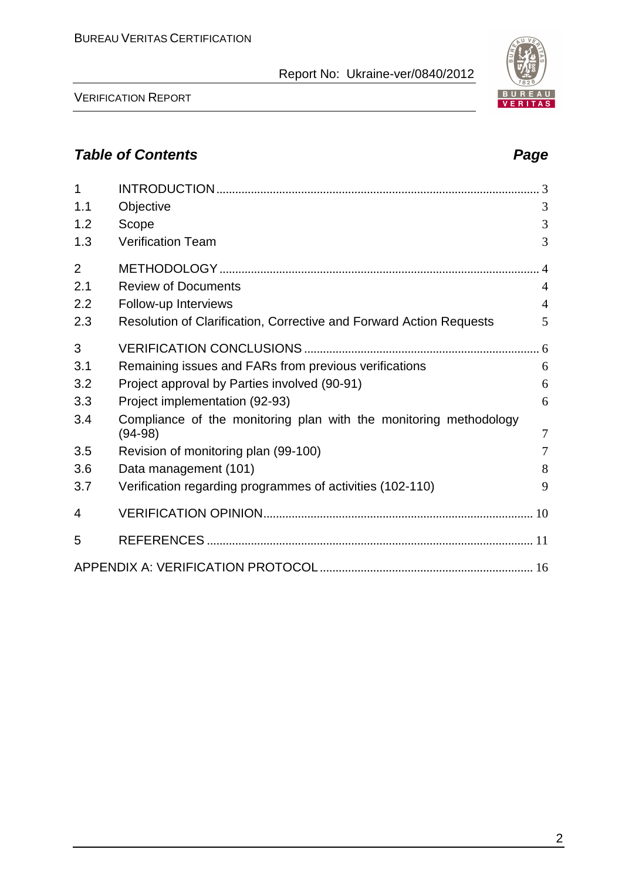## *Table of Contents* *Page*

| | | |
|---|---|---|
| 1 | INTRODUCTION | 3 |
| 1.1 | Objective | 3 |
| 1.2 | Scope | 3 |
| 1.3 | Verification Team | 3 |
| 2 | METHODOLOGY | 4 |
| 2.1 | Review of Documents | 4 |
| 2.2 | Follow-up Interviews | 4 |
| 2.3 | Resolution of Clarification, Corrective and Forward Action Requests | 5 |
| 3 | VERIFICATION CONCLUSIONS | 6 |
| 3.1 | Remaining issues and FARs from previous verifications | 6 |
| 3.2 | Project approval by Parties involved (90-91) | 6 |
| 3.3 | Project implementation (92-93) | 6 |
| 3.4 | Compliance of the monitoring plan with the monitoring methodology (94-98) | 7 |
| 3.5 | Revision of monitoring plan (99-100) | 7 |
| 3.6 | Data management (101) | 8 |
| 3.7 | Verification regarding programmes of activities (102-110) | 9 |
| 4 | VERIFICATION OPINION | 10 |
| 5 | REFERENCES | 11 |
| | APPENDIX A: VERIFICATION PROTOCOL | 16 |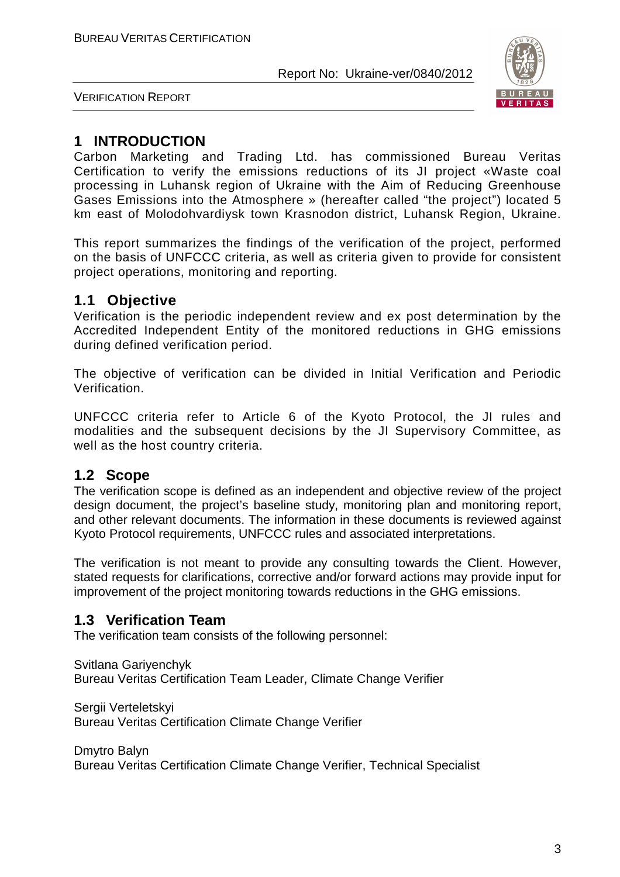# 1 INTRODUCTION

Carbon Marketing and Trading Ltd. has commissioned Bureau Veritas Certification to verify the emissions reductions of its JI project «Waste coal processing in Luhansk region of Ukraine with the Aim of Reducing Greenhouse Gases Emissions into the Atmosphere » (hereafter called "the project") located 5 km east of Molodohvardiysk town Krasnodon district, Luhansk Region, Ukraine.

This report summarizes the findings of the verification of the project, performed on the basis of UNFCCC criteria, as well as criteria given to provide for consistent project operations, monitoring and reporting.

## 1.1 Objective

Verification is the periodic independent review and ex post determination by the Accredited Independent Entity of the monitored reductions in GHG emissions during defined verification period.

The objective of verification can be divided in Initial Verification and Periodic Verification.

UNFCCC criteria refer to Article 6 of the Kyoto Protocol, the JI rules and modalities and the subsequent decisions by the JI Supervisory Committee, as well as the host country criteria.

## 1.2 Scope

The verification scope is defined as an independent and objective review of the project design document, the project's baseline study, monitoring plan and monitoring report, and other relevant documents. The information in these documents is reviewed against Kyoto Protocol requirements, UNFCCC rules and associated interpretations.

The verification is not meant to provide any consulting towards the Client. However, stated requests for clarifications, corrective and/or forward actions may provide input for improvement of the project monitoring towards reductions in the GHG emissions.

## 1.3 Verification Team

The verification team consists of the following personnel:

Svitlana Gariyenchyk
Bureau Veritas Certification Team Leader, Climate Change Verifier

Sergii Verteletskyi
Bureau Veritas Certification Climate Change Verifier

Dmytro Balyn
Bureau Veritas Certification Climate Change Verifier, Technical Specialist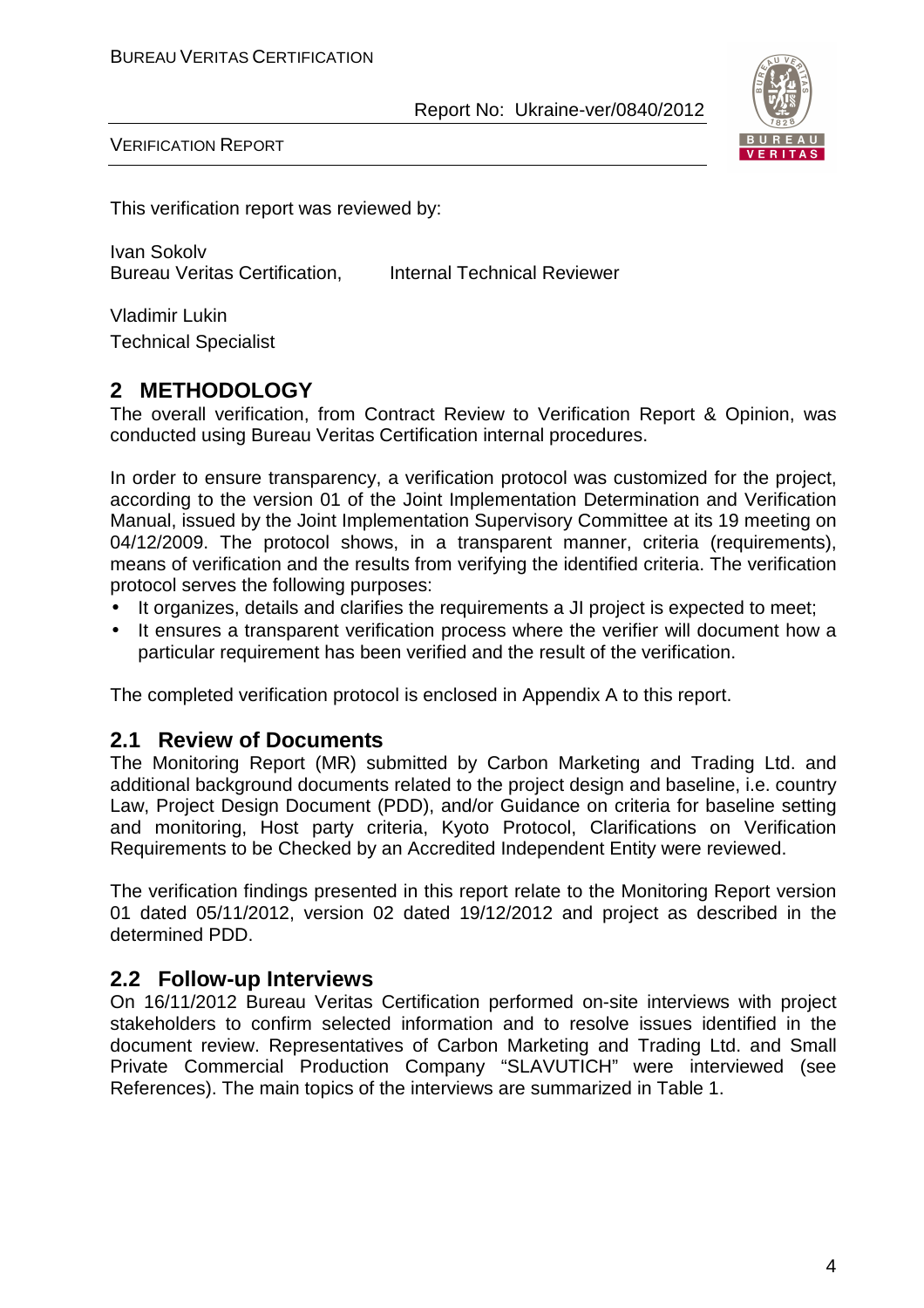This verification report was reviewed by:

Ivan Sokolv
Bureau Veritas Certification, Internal Technical Reviewer

Vladimir Lukin
Technical Specialist

## 2 METHODOLOGY

The overall verification, from Contract Review to Verification Report & Opinion, was conducted using Bureau Veritas Certification internal procedures.

In order to ensure transparency, a verification protocol was customized for the project, according to the version 01 of the Joint Implementation Determination and Verification Manual, issued by the Joint Implementation Supervisory Committee at its 19 meeting on 04/12/2009. The protocol shows, in a transparent manner, criteria (requirements), means of verification and the results from verifying the identified criteria. The verification protocol serves the following purposes:

- It organizes, details and clarifies the requirements a JI project is expected to meet;
- It ensures a transparent verification process where the verifier will document how a particular requirement has been verified and the result of the verification.

The completed verification protocol is enclosed in Appendix A to this report.

### 2.1 Review of Documents

The Monitoring Report (MR) submitted by Carbon Marketing and Trading Ltd. and additional background documents related to the project design and baseline, i.e. country Law, Project Design Document (PDD), and/or Guidance on criteria for baseline setting and monitoring, Host party criteria, Kyoto Protocol, Clarifications on Verification Requirements to be Checked by an Accredited Independent Entity were reviewed.

The verification findings presented in this report relate to the Monitoring Report version 01 dated 05/11/2012, version 02 dated 19/12/2012 and project as described in the determined PDD.

### 2.2 Follow-up Interviews

On 16/11/2012 Bureau Veritas Certification performed on-site interviews with project stakeholders to confirm selected information and to resolve issues identified in the document review. Representatives of Carbon Marketing and Trading Ltd. and Small Private Commercial Production Company "SLAVUTICH" were interviewed (see References). The main topics of the interviews are summarized in Table 1.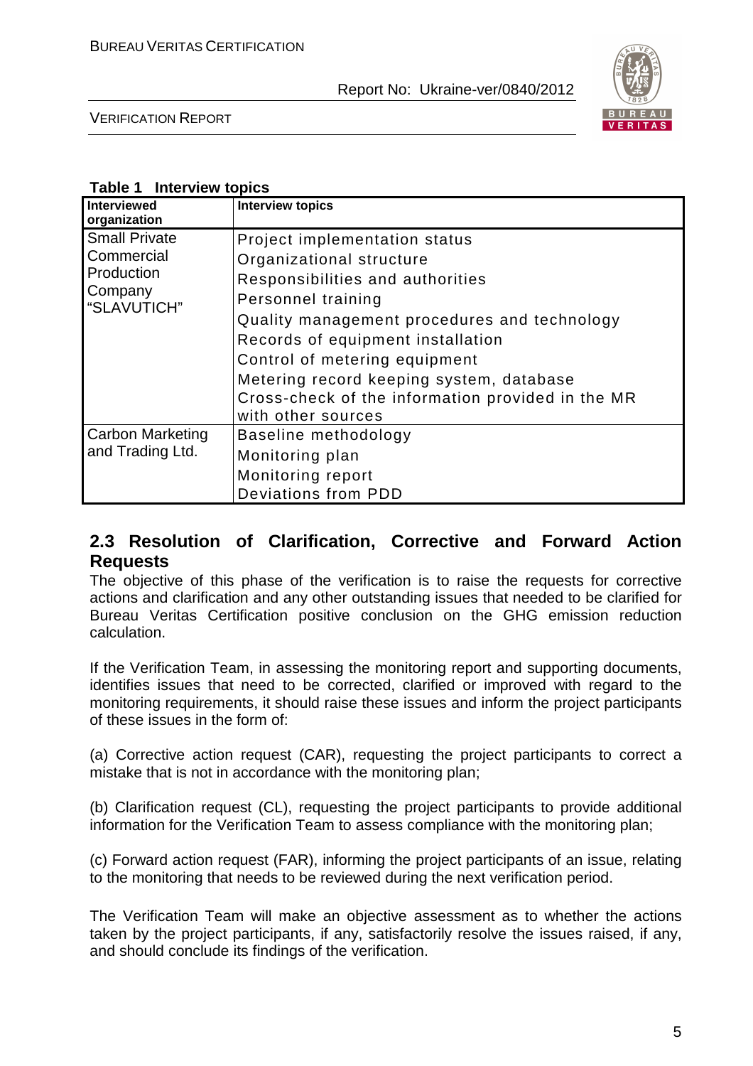**Table 1 Interview topics**

| Interviewed organization | Interview topics |
|---|---|
| Small Private Commercial Production Company "SLAVUTICH" | Project implementation status<br>Organizational structure<br>Responsibilities and authorities<br>Personnel training<br>Quality management procedures and technology<br>Records of equipment installation<br>Control of metering equipment<br>Metering record keeping system, database<br>Cross-check of the information provided in the MR with other sources |
| Carbon Marketing and Trading Ltd. | Baseline methodology<br>Monitoring plan<br>Monitoring report<br>Deviations from PDD |

## 2.3 Resolution of Clarification, Corrective and Forward Action Requests

The objective of this phase of the verification is to raise the requests for corrective actions and clarification and any other outstanding issues that needed to be clarified for Bureau Veritas Certification positive conclusion on the GHG emission reduction calculation.

If the Verification Team, in assessing the monitoring report and supporting documents, identifies issues that need to be corrected, clarified or improved with regard to the monitoring requirements, it should raise these issues and inform the project participants of these issues in the form of:

(a) Corrective action request (CAR), requesting the project participants to correct a mistake that is not in accordance with the monitoring plan;

(b) Clarification request (CL), requesting the project participants to provide additional information for the Verification Team to assess compliance with the monitoring plan;

(c) Forward action request (FAR), informing the project participants of an issue, relating to the monitoring that needs to be reviewed during the next verification period.

The Verification Team will make an objective assessment as to whether the actions taken by the project participants, if any, satisfactorily resolve the issues raised, if any, and should conclude its findings of the verification.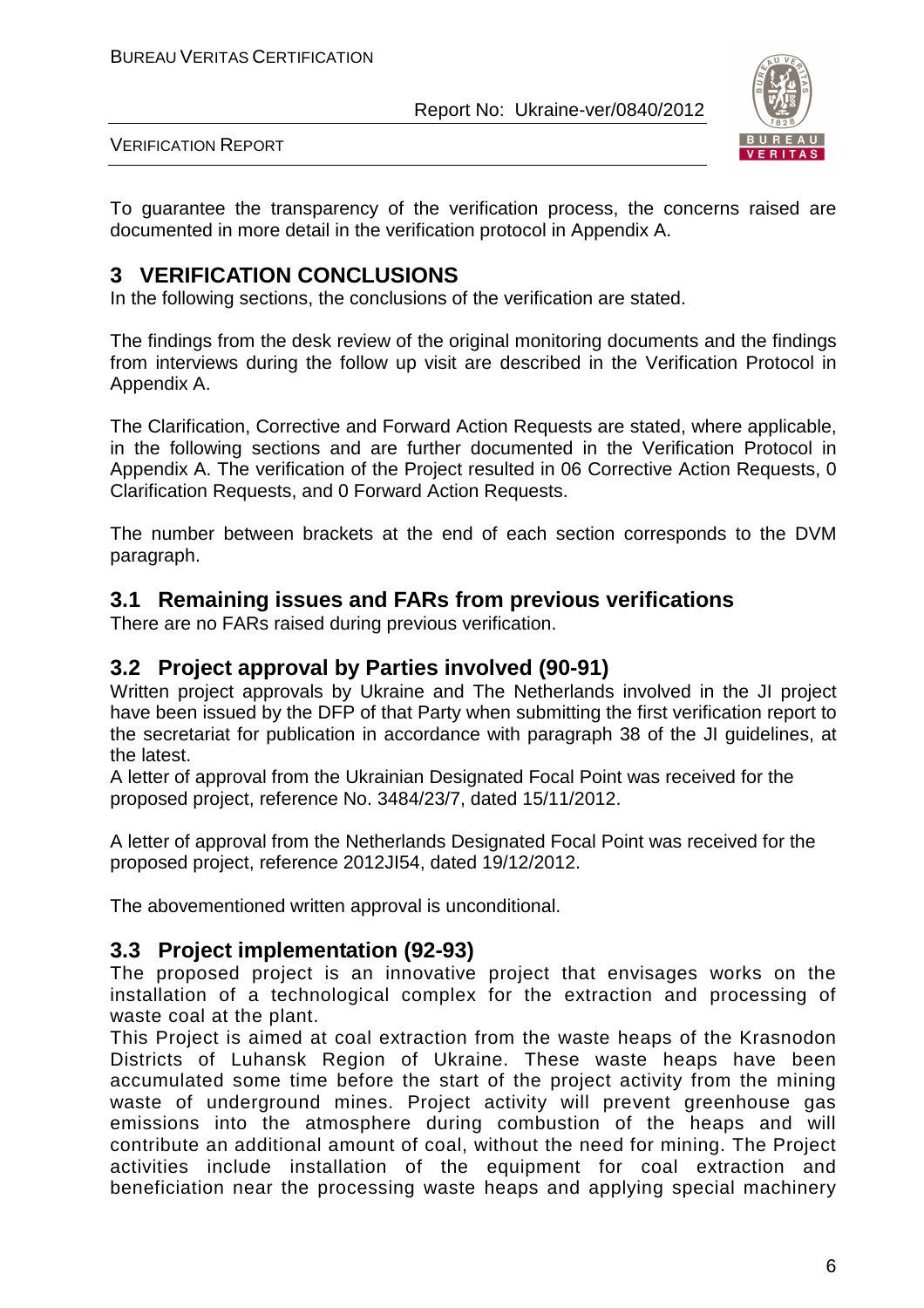To guarantee the transparency of the verification process, the concerns raised are documented in more detail in the verification protocol in Appendix A.

# 3 VERIFICATION CONCLUSIONS

In the following sections, the conclusions of the verification are stated.

The findings from the desk review of the original monitoring documents and the findings from interviews during the follow up visit are described in the Verification Protocol in Appendix A.

The Clarification, Corrective and Forward Action Requests are stated, where applicable, in the following sections and are further documented in the Verification Protocol in Appendix A. The verification of the Project resulted in 06 Corrective Action Requests, 0 Clarification Requests, and 0 Forward Action Requests.

The number between brackets at the end of each section corresponds to the DVM paragraph.

## 3.1 Remaining issues and FARs from previous verifications

There are no FARs raised during previous verification.

## 3.2 Project approval by Parties involved (90-91)

Written project approvals by Ukraine and The Netherlands involved in the JI project have been issued by the DFP of that Party when submitting the first verification report to the secretariat for publication in accordance with paragraph 38 of the JI guidelines, at the latest.
A letter of approval from the Ukrainian Designated Focal Point was received for the proposed project, reference No. 3484/23/7, dated 15/11/2012.

A letter of approval from the Netherlands Designated Focal Point was received for the proposed project, reference 2012JI54, dated 19/12/2012.

The abovementioned written approval is unconditional.

## 3.3 Project implementation (92-93)

The proposed project is an innovative project that envisages works on the installation of a technological complex for the extraction and processing of waste coal at the plant.
This Project is aimed at coal extraction from the waste heaps of the Krasnodon Districts of Luhansk Region of Ukraine. These waste heaps have been accumulated some time before the start of the project activity from the mining waste of underground mines. Project activity will prevent greenhouse gas emissions into the atmosphere during combustion of the heaps and will contribute an additional amount of coal, without the need for mining. The Project activities include installation of the equipment for coal extraction and beneficiation near the processing waste heaps and applying special machinery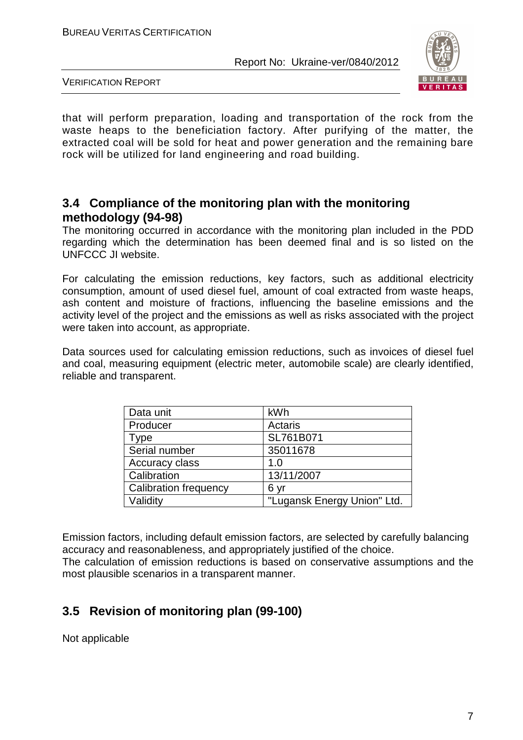that will perform preparation, loading and transportation of the rock from the waste heaps to the beneficiation factory. After purifying of the matter, the extracted coal will be sold for heat and power generation and the remaining bare rock will be utilized for land engineering and road building.

## 3.4 Compliance of the monitoring plan with the monitoring methodology (94-98)

The monitoring occurred in accordance with the monitoring plan included in the PDD regarding which the determination has been deemed final and is so listed on the UNFCCC JI website.

For calculating the emission reductions, key factors, such as additional electricity consumption, amount of used diesel fuel, amount of coal extracted from waste heaps, ash content and moisture of fractions, influencing the baseline emissions and the activity level of the project and the emissions as well as risks associated with the project were taken into account, as appropriate.

Data sources used for calculating emission reductions, such as invoices of diesel fuel and coal, measuring equipment (electric meter, automobile scale) are clearly identified, reliable and transparent.

| Data unit | kWh |
|---|---|
| Producer | Actaris |
| Type | SL761B071 |
| Serial number | 35011678 |
| Accuracy class | 1.0 |
| Calibration | 13/11/2007 |
| Calibration frequency | 6 yr |
| Validity | "Lugansk Energy Union" Ltd. |

Emission factors, including default emission factors, are selected by carefully balancing accuracy and reasonableness, and appropriately justified of the choice.
The calculation of emission reductions is based on conservative assumptions and the most plausible scenarios in a transparent manner.

## 3.5 Revision of monitoring plan (99-100)

Not applicable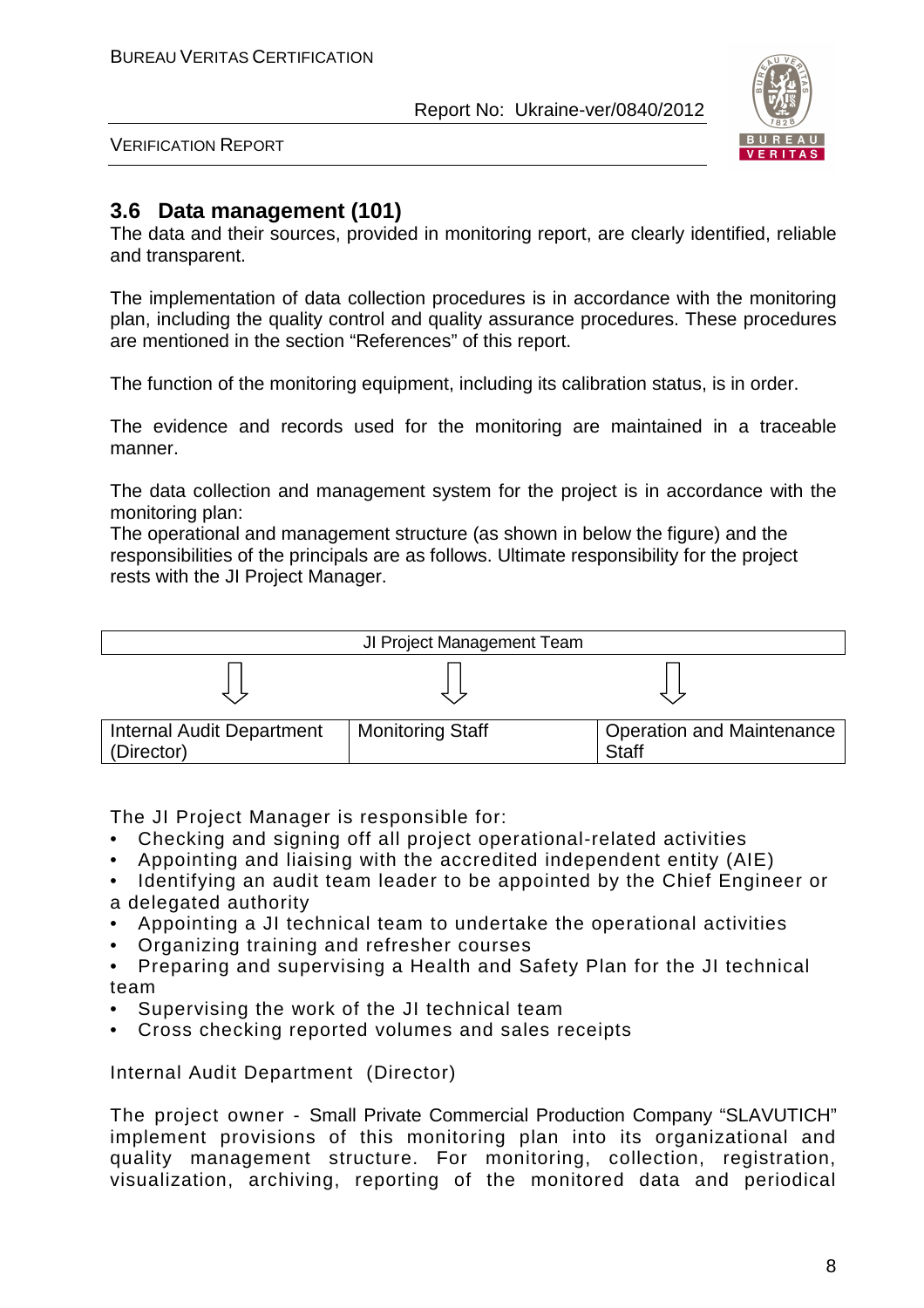## 3.6 Data management (101)

The data and their sources, provided in monitoring report, are clearly identified, reliable and transparent.

The implementation of data collection procedures is in accordance with the monitoring plan, including the quality control and quality assurance procedures. These procedures are mentioned in the section "References" of this report.

The function of the monitoring equipment, including its calibration status, is in order.

The evidence and records used for the monitoring are maintained in a traceable manner.

The data collection and management system for the project is in accordance with the monitoring plan:
The operational and management structure (as shown in below the figure) and the responsibilities of the principals are as follows. Ultimate responsibility for the project rests with the JI Project Manager.

| JI Project Management Team | | |
|---|---|---|
| ⇩ | ⇩ | ⇩ |
| Internal Audit Department (Director) | Monitoring Staff | Operation and Maintenance Staff |

The JI Project Manager is responsible for:

- Checking and signing off all project operational-related activities
- Appointing and liaising with the accredited independent entity (AIE)
- Identifying an audit team leader to be appointed by the Chief Engineer or a delegated authority
- Appointing a JI technical team to undertake the operational activities
- Organizing training and refresher courses
- Preparing and supervising a Health and Safety Plan for the JI technical team
- Supervising the work of the JI technical team
- Cross checking reported volumes and sales receipts

Internal Audit Department (Director)

The project owner - Small Private Commercial Production Company "SLAVUTICH" implement provisions of this monitoring plan into its organizational and quality management structure. For monitoring, collection, registration, visualization, archiving, reporting of the monitored data and periodical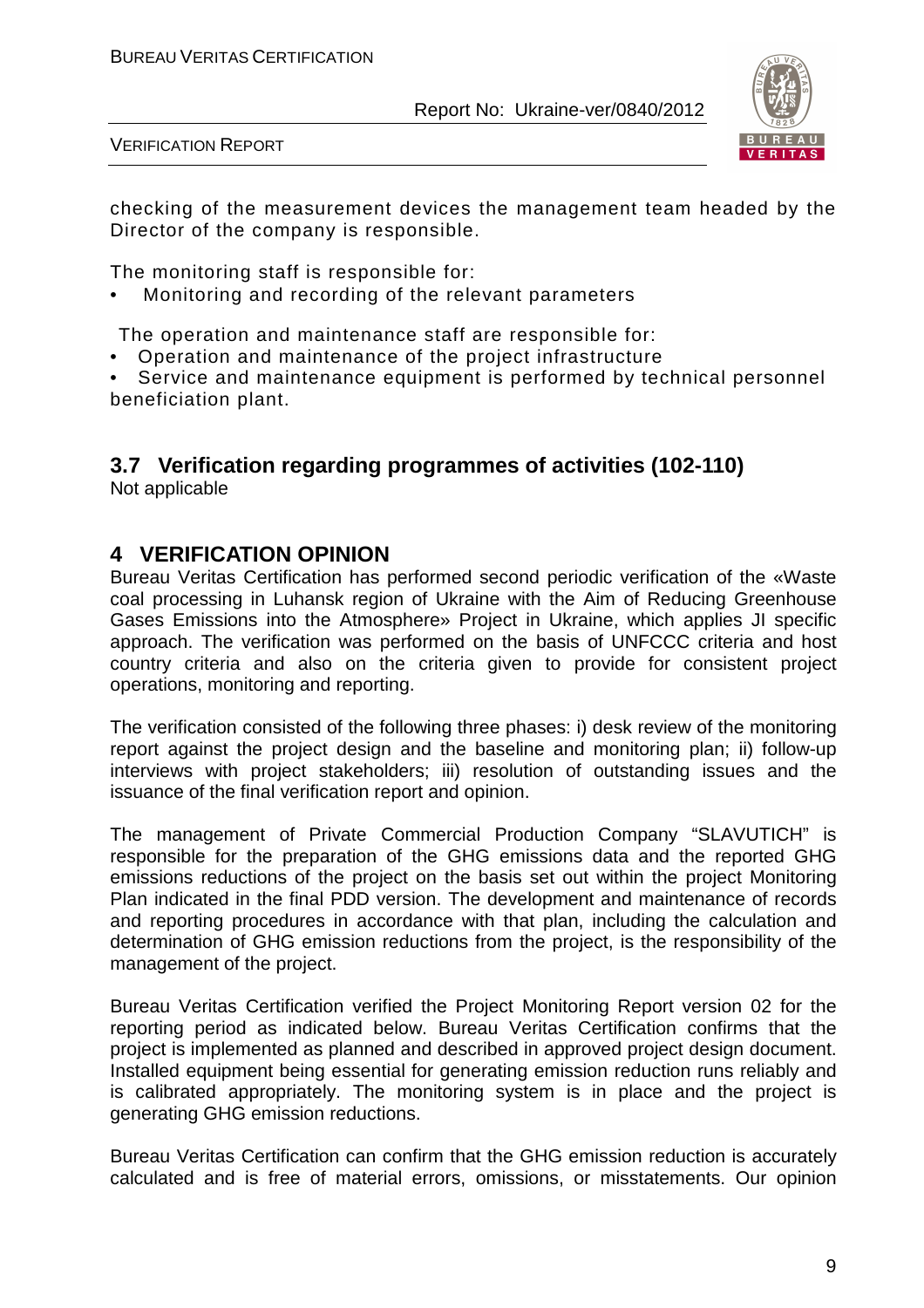checking of the measurement devices the management team headed by the Director of the company is responsible.

The monitoring staff is responsible for:

- Monitoring and recording of the relevant parameters

The operation and maintenance staff are responsible for:

- Operation and maintenance of the project infrastructure
- Service and maintenance equipment is performed by technical personnel beneficiation plant.

## 3.7 Verification regarding programmes of activities (102-110)

Not applicable

# 4 VERIFICATION OPINION

Bureau Veritas Certification has performed second periodic verification of the «Waste coal processing in Luhansk region of Ukraine with the Aim of Reducing Greenhouse Gases Emissions into the Atmosphere» Project in Ukraine, which applies JI specific approach. The verification was performed on the basis of UNFCCC criteria and host country criteria and also on the criteria given to provide for consistent project operations, monitoring and reporting.

The verification consisted of the following three phases: i) desk review of the monitoring report against the project design and the baseline and monitoring plan; ii) follow-up interviews with project stakeholders; iii) resolution of outstanding issues and the issuance of the final verification report and opinion.

The management of Private Commercial Production Company "SLAVUTICH" is responsible for the preparation of the GHG emissions data and the reported GHG emissions reductions of the project on the basis set out within the project Monitoring Plan indicated in the final PDD version. The development and maintenance of records and reporting procedures in accordance with that plan, including the calculation and determination of GHG emission reductions from the project, is the responsibility of the management of the project.

Bureau Veritas Certification verified the Project Monitoring Report version 02 for the reporting period as indicated below. Bureau Veritas Certification confirms that the project is implemented as planned and described in approved project design document. Installed equipment being essential for generating emission reduction runs reliably and is calibrated appropriately. The monitoring system is in place and the project is generating GHG emission reductions.

Bureau Veritas Certification can confirm that the GHG emission reduction is accurately calculated and is free of material errors, omissions, or misstatements. Our opinion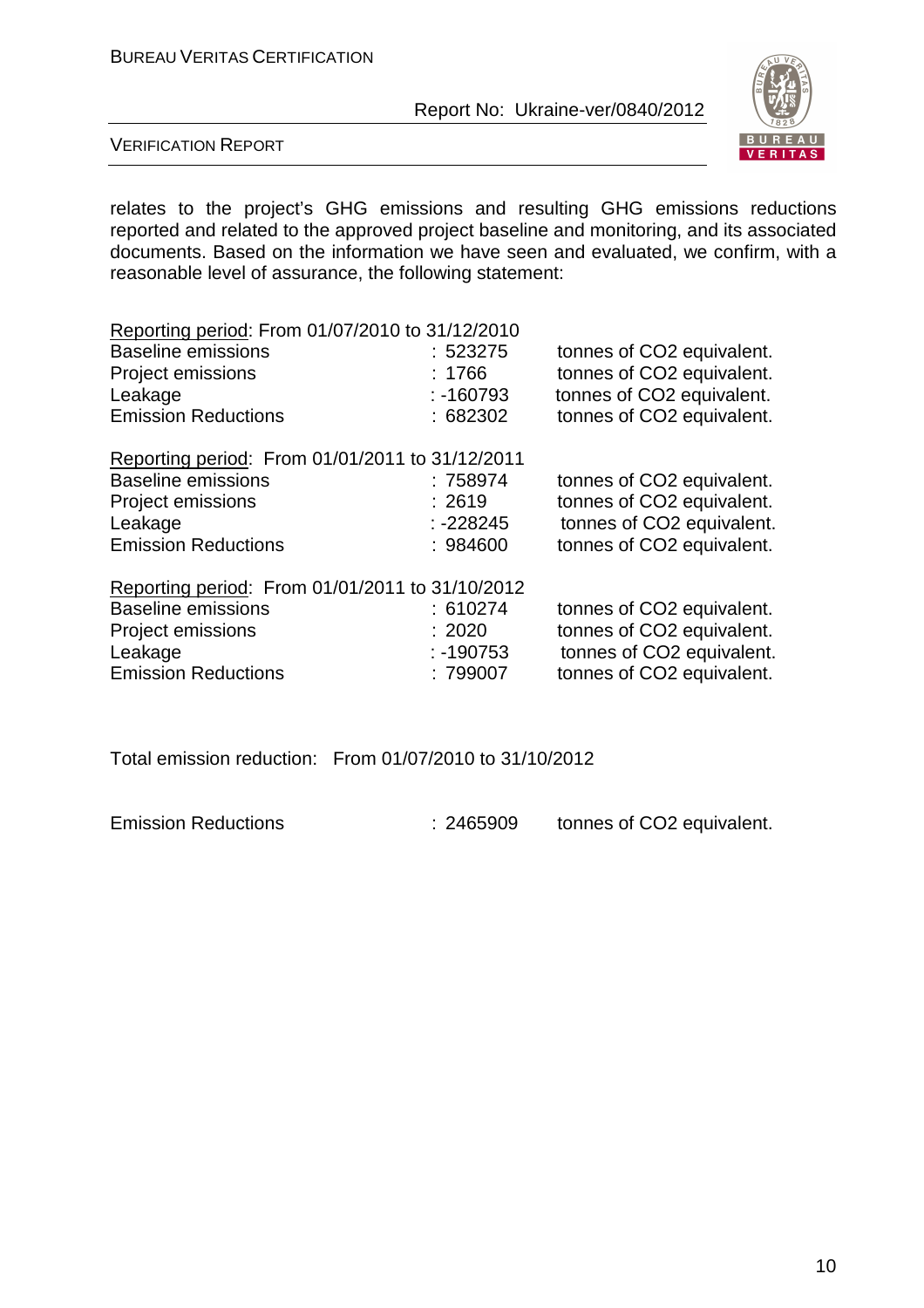relates to the project's GHG emissions and resulting GHG emissions reductions reported and related to the approved project baseline and monitoring, and its associated documents. Based on the information we have seen and evaluated, we confirm, with a reasonable level of assurance, the following statement:

Reporting period: From 01/07/2010 to 31/12/2010

| | | |
|---|---|---|
| Baseline emissions | : 523275 | tonnes of CO2 equivalent. |
| Project emissions | : 1766 | tonnes of CO2 equivalent. |
| Leakage | : -160793 | tonnes of CO2 equivalent. |
| Emission Reductions | : 682302 | tonnes of CO2 equivalent. |

Reporting period: From 01/01/2011 to 31/12/2011

| | | |
|---|---|---|
| Baseline emissions | : 758974 | tonnes of CO2 equivalent. |
| Project emissions | : 2619 | tonnes of CO2 equivalent. |
| Leakage | : -228245 | tonnes of CO2 equivalent. |
| Emission Reductions | : 984600 | tonnes of CO2 equivalent. |

Reporting period: From 01/01/2011 to 31/10/2012

| | | |
|---|---|---|
| Baseline emissions | : 610274 | tonnes of CO2 equivalent. |
| Project emissions | : 2020 | tonnes of CO2 equivalent. |
| Leakage | : -190753 | tonnes of CO2 equivalent. |
| Emission Reductions | : 799007 | tonnes of CO2 equivalent. |

Total emission reduction: From 01/07/2010 to 31/10/2012

| | | |
|---|---|---|
| Emission Reductions | : 2465909 | tonnes of CO2 equivalent. |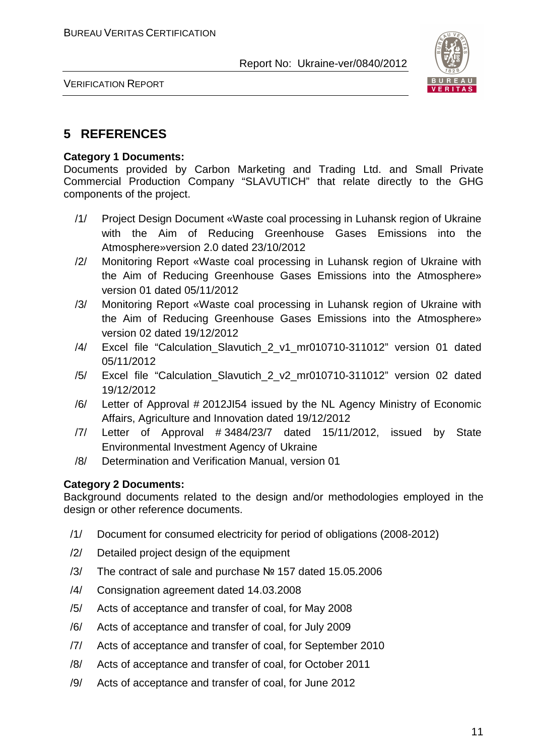# 5 REFERENCES

**Category 1 Documents:**

Documents provided by Carbon Marketing and Trading Ltd. and Small Private Commercial Production Company "SLAVUTICH" that relate directly to the GHG components of the project.

/1/ Project Design Document «Waste coal processing in Luhansk region of Ukraine with the Aim of Reducing Greenhouse Gases Emissions into the Atmosphere»version 2.0 dated 23/10/2012

/2/ Monitoring Report «Waste coal processing in Luhansk region of Ukraine with the Aim of Reducing Greenhouse Gases Emissions into the Atmosphere» version 01 dated 05/11/2012

/3/ Monitoring Report «Waste coal processing in Luhansk region of Ukraine with the Aim of Reducing Greenhouse Gases Emissions into the Atmosphere» version 02 dated 19/12/2012

/4/ Excel file "Calculation_Slavutich_2_v1_mr010710-311012" version 01 dated 05/11/2012

/5/ Excel file "Calculation_Slavutich_2_v2_mr010710-311012" version 02 dated 19/12/2012

/6/ Letter of Approval # 2012JI54 issued by the NL Agency Ministry of Economic Affairs, Agriculture and Innovation dated 19/12/2012

/7/ Letter of Approval # 3484/23/7 dated 15/11/2012, issued by State Environmental Investment Agency of Ukraine

/8/ Determination and Verification Manual, version 01

**Category 2 Documents:**

Background documents related to the design and/or methodologies employed in the design or other reference documents.

/1/ Document for consumed electricity for period of obligations (2008-2012)

/2/ Detailed project design of the equipment

/3/ The contract of sale and purchase № 157 dated 15.05.2006

/4/ Consignation agreement dated 14.03.2008

/5/ Acts of acceptance and transfer of coal, for May 2008

/6/ Acts of acceptance and transfer of coal, for July 2009

/7/ Acts of acceptance and transfer of coal, for September 2010

/8/ Acts of acceptance and transfer of coal, for October 2011

/9/ Acts of acceptance and transfer of coal, for June 2012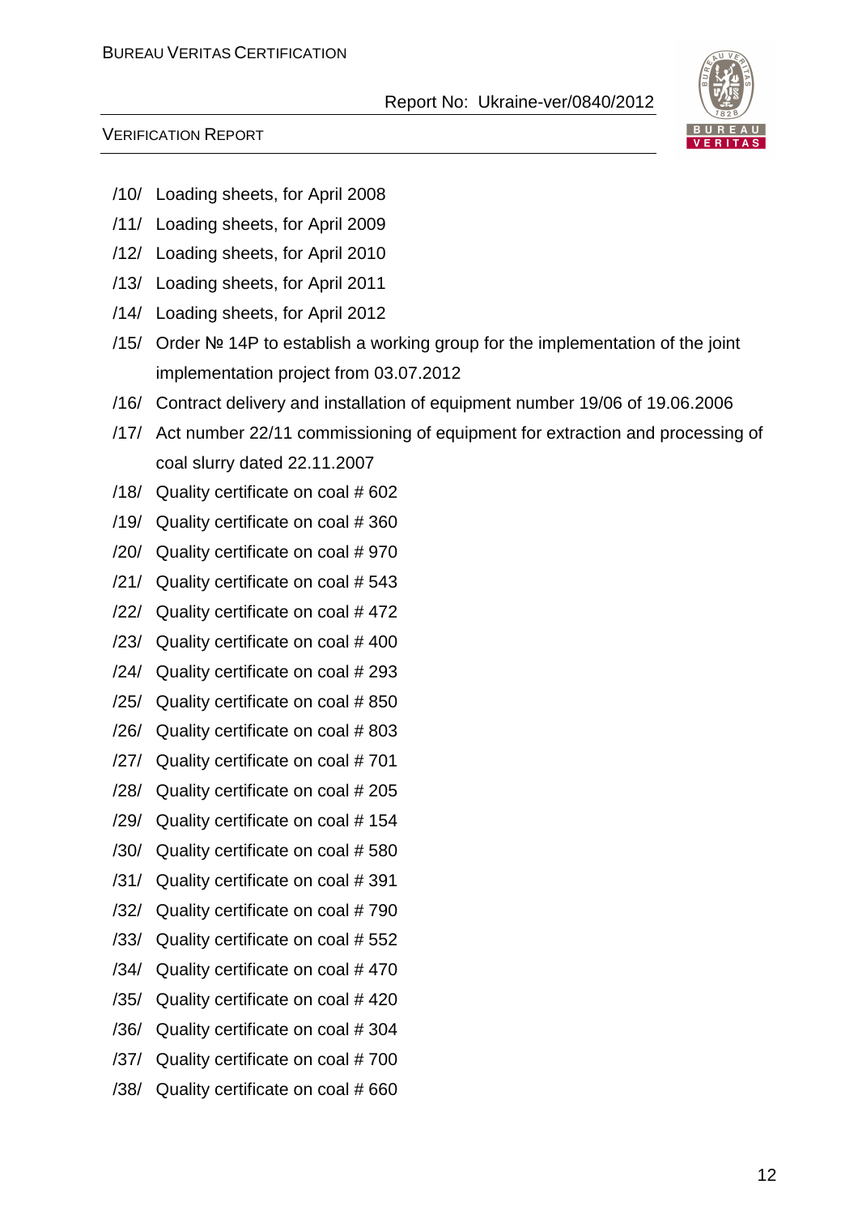/10/ Loading sheets, for April 2008

/11/ Loading sheets, for April 2009

/12/ Loading sheets, for April 2010

/13/ Loading sheets, for April 2011

/14/ Loading sheets, for April 2012

/15/ Order № 14P to establish a working group for the implementation of the joint implementation project from 03.07.2012

/16/ Contract delivery and installation of equipment number 19/06 of 19.06.2006

/17/ Act number 22/11 commissioning of equipment for extraction and processing of coal slurry dated 22.11.2007

/18/ Quality certificate on coal # 602

/19/ Quality certificate on coal # 360

/20/ Quality certificate on coal # 970

/21/ Quality certificate on coal # 543

/22/ Quality certificate on coal # 472

/23/ Quality certificate on coal # 400

/24/ Quality certificate on coal # 293

/25/ Quality certificate on coal # 850

/26/ Quality certificate on coal # 803

/27/ Quality certificate on coal # 701

/28/ Quality certificate on coal # 205

/29/ Quality certificate on coal # 154

/30/ Quality certificate on coal # 580

/31/ Quality certificate on coal # 391

/32/ Quality certificate on coal # 790

/33/ Quality certificate on coal # 552

/34/ Quality certificate on coal # 470

/35/ Quality certificate on coal # 420

/36/ Quality certificate on coal # 304

/37/ Quality certificate on coal # 700

/38/ Quality certificate on coal # 660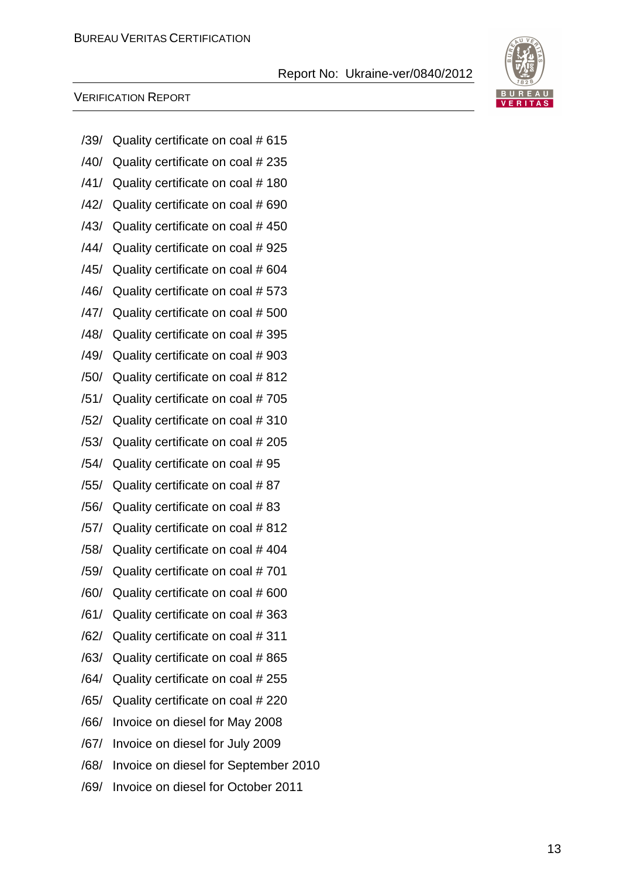/39/ Quality certificate on coal # 615

/40/ Quality certificate on coal # 235

/41/ Quality certificate on coal # 180

/42/ Quality certificate on coal # 690

/43/ Quality certificate on coal # 450

/44/ Quality certificate on coal # 925

/45/ Quality certificate on coal # 604

/46/ Quality certificate on coal # 573

/47/ Quality certificate on coal # 500

/48/ Quality certificate on coal # 395

/49/ Quality certificate on coal # 903

/50/ Quality certificate on coal # 812

/51/ Quality certificate on coal # 705

/52/ Quality certificate on coal # 310

/53/ Quality certificate on coal # 205

/54/ Quality certificate on coal # 95

/55/ Quality certificate on coal # 87

/56/ Quality certificate on coal # 83

/57/ Quality certificate on coal # 812

/58/ Quality certificate on coal # 404

/59/ Quality certificate on coal # 701

/60/ Quality certificate on coal # 600

/61/ Quality certificate on coal # 363

/62/ Quality certificate on coal # 311

/63/ Quality certificate on coal # 865

/64/ Quality certificate on coal # 255

/65/ Quality certificate on coal # 220

/66/ Invoice on diesel for May 2008

/67/ Invoice on diesel for July 2009

/68/ Invoice on diesel for September 2010

/69/ Invoice on diesel for October 2011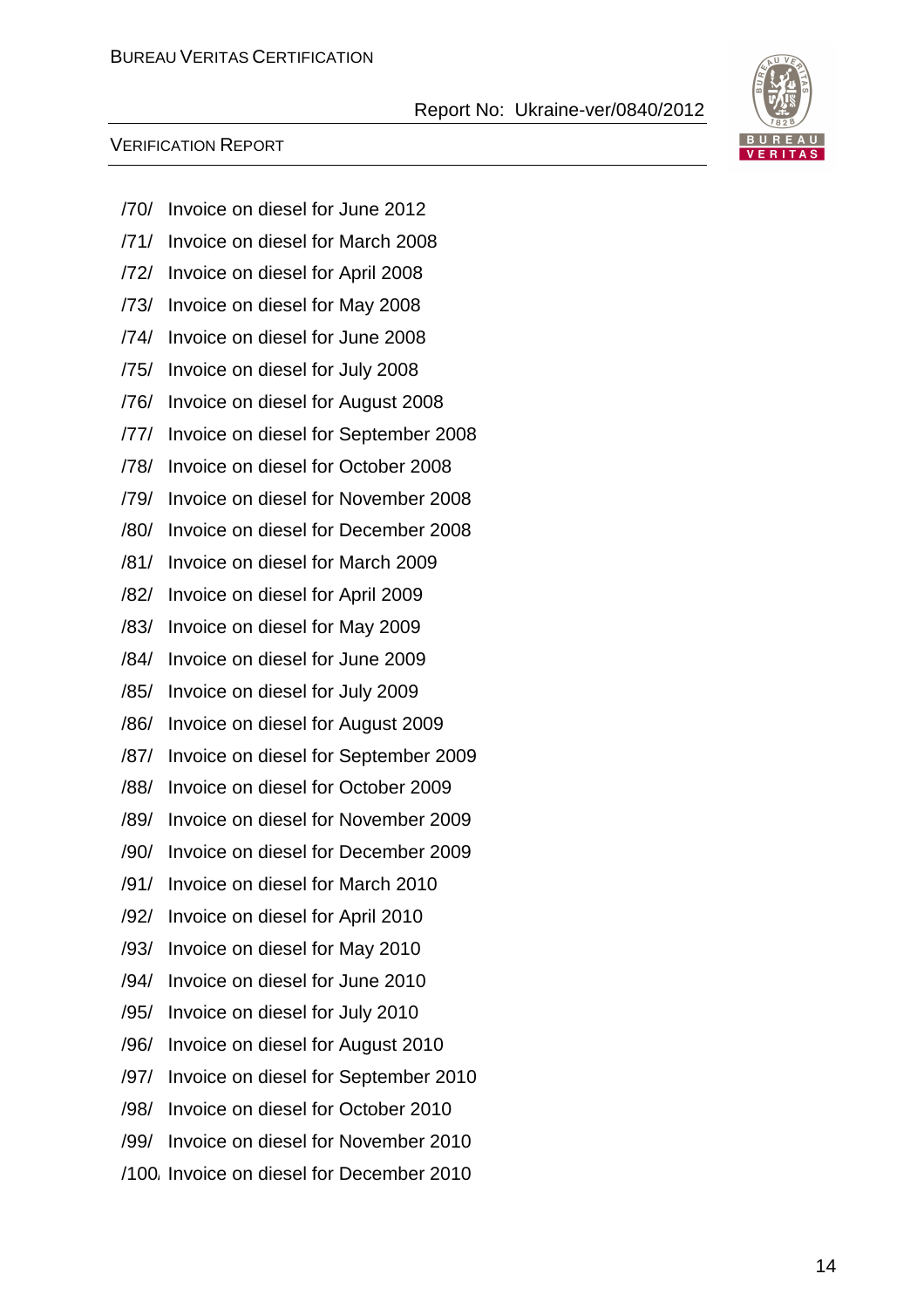/70/ Invoice on diesel for June 2012

/71/ Invoice on diesel for March 2008

/72/ Invoice on diesel for April 2008

/73/ Invoice on diesel for May 2008

/74/ Invoice on diesel for June 2008

/75/ Invoice on diesel for July 2008

/76/ Invoice on diesel for August 2008

/77/ Invoice on diesel for September 2008

/78/ Invoice on diesel for October 2008

/79/ Invoice on diesel for November 2008

/80/ Invoice on diesel for December 2008

/81/ Invoice on diesel for March 2009

/82/ Invoice on diesel for April 2009

/83/ Invoice on diesel for May 2009

/84/ Invoice on diesel for June 2009

/85/ Invoice on diesel for July 2009

/86/ Invoice on diesel for August 2009

/87/ Invoice on diesel for September 2009

/88/ Invoice on diesel for October 2009

/89/ Invoice on diesel for November 2009

/90/ Invoice on diesel for December 2009

/91/ Invoice on diesel for March 2010

/92/ Invoice on diesel for April 2010

/93/ Invoice on diesel for May 2010

/94/ Invoice on diesel for June 2010

/95/ Invoice on diesel for July 2010

/96/ Invoice on diesel for August 2010

/97/ Invoice on diesel for September 2010

/98/ Invoice on diesel for October 2010

/99/ Invoice on diesel for November 2010

/100/ Invoice on diesel for December 2010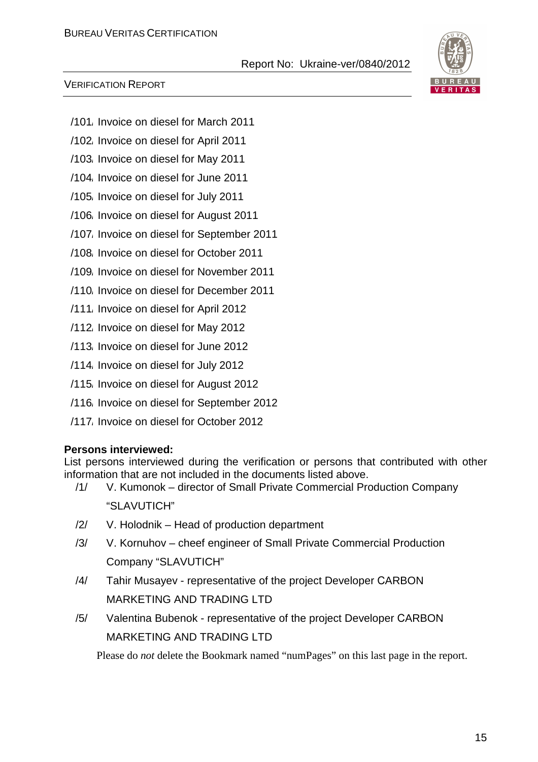/101/ Invoice on diesel for March 2011

/102/ Invoice on diesel for April 2011

/103/ Invoice on diesel for May 2011

/104/ Invoice on diesel for June 2011

/105/ Invoice on diesel for July 2011

/106/ Invoice on diesel for August 2011

/107/ Invoice on diesel for September 2011

/108/ Invoice on diesel for October 2011

/109/ Invoice on diesel for November 2011

/110/ Invoice on diesel for December 2011

/111/ Invoice on diesel for April 2012

/112/ Invoice on diesel for May 2012

/113/ Invoice on diesel for June 2012

/114/ Invoice on diesel for July 2012

/115/ Invoice on diesel for August 2012

/116/ Invoice on diesel for September 2012

/117/ Invoice on diesel for October 2012

**Persons interviewed:**

List persons interviewed during the verification or persons that contributed with other information that are not included in the documents listed above.

/1/ V. Kumonok – director of Small Private Commercial Production Company "SLAVUTICH"

/2/ V. Holodnik – Head of production department

/3/ V. Kornuhov – cheef engineer of Small Private Commercial Production Company "SLAVUTICH"

/4/ Tahir Musayev - representative of the project Developer CARBON MARKETING AND TRADING LTD

/5/ Valentina Bubenok - representative of the project Developer CARBON MARKETING AND TRADING LTD

Please do *not* delete the Bookmark named "numPages" on this last page in the report.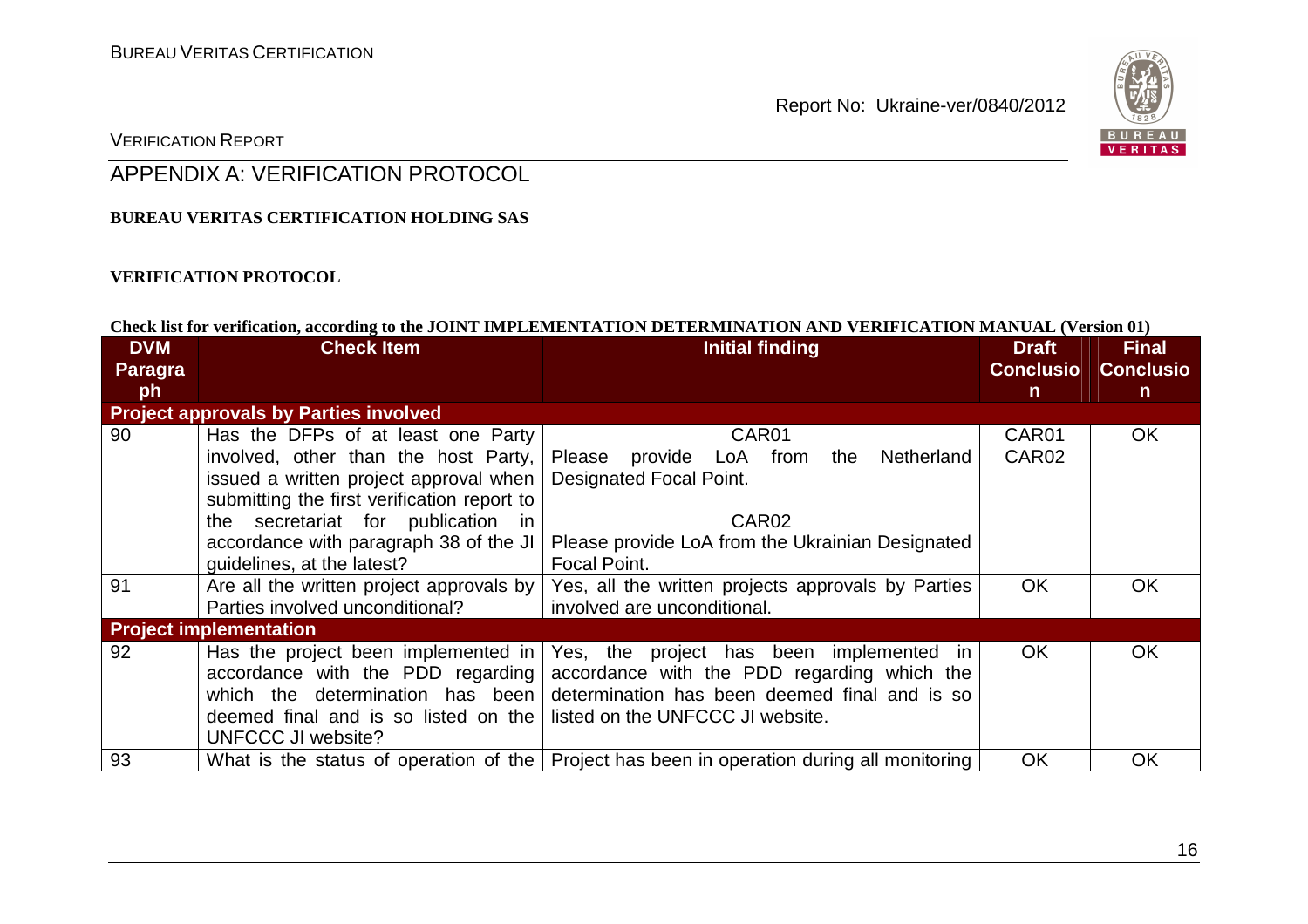## APPENDIX A: VERIFICATION PROTOCOL

**BUREAU VERITAS CERTIFICATION HOLDING SAS**

**VERIFICATION PROTOCOL**

**Check list for verification, according to the JOINT IMPLEMENTATION DETERMINATION AND VERIFICATION MANUAL (Version 01)**

| DVM Paragraph | Check Item | Initial finding | Draft Conclusion | Final Conclusion |
|---|---|---|---|---|
| **Project approvals by Parties involved** | | | | |
| 90 | Has the DFPs of at least one Party involved, other than the host Party, issued a written project approval when submitting the first verification report to the secretariat for publication in accordance with paragraph 38 of the JI guidelines, at the latest? | CAR01<br>Please provide LoA from the Netherland Designated Focal Point.<br><br>CAR02<br>Please provide LoA from the Ukrainian Designated Focal Point. | CAR01<br>CAR02 | OK |
| 91 | Are all the written project approvals by Parties involved unconditional? | Yes, all the written projects approvals by Parties involved are unconditional. | OK | OK |
| **Project implementation** | | | | |
| 92 | Has the project been implemented in accordance with the PDD regarding which the determination has been deemed final and is so listed on the UNFCCC JI website? | Yes, the project has been implemented in accordance with the PDD regarding which the determination has been deemed final and is so listed on the UNFCCC JI website. | OK | OK |
| 93 | What is the status of operation of the | Project has been in operation during all monitoring | OK | OK |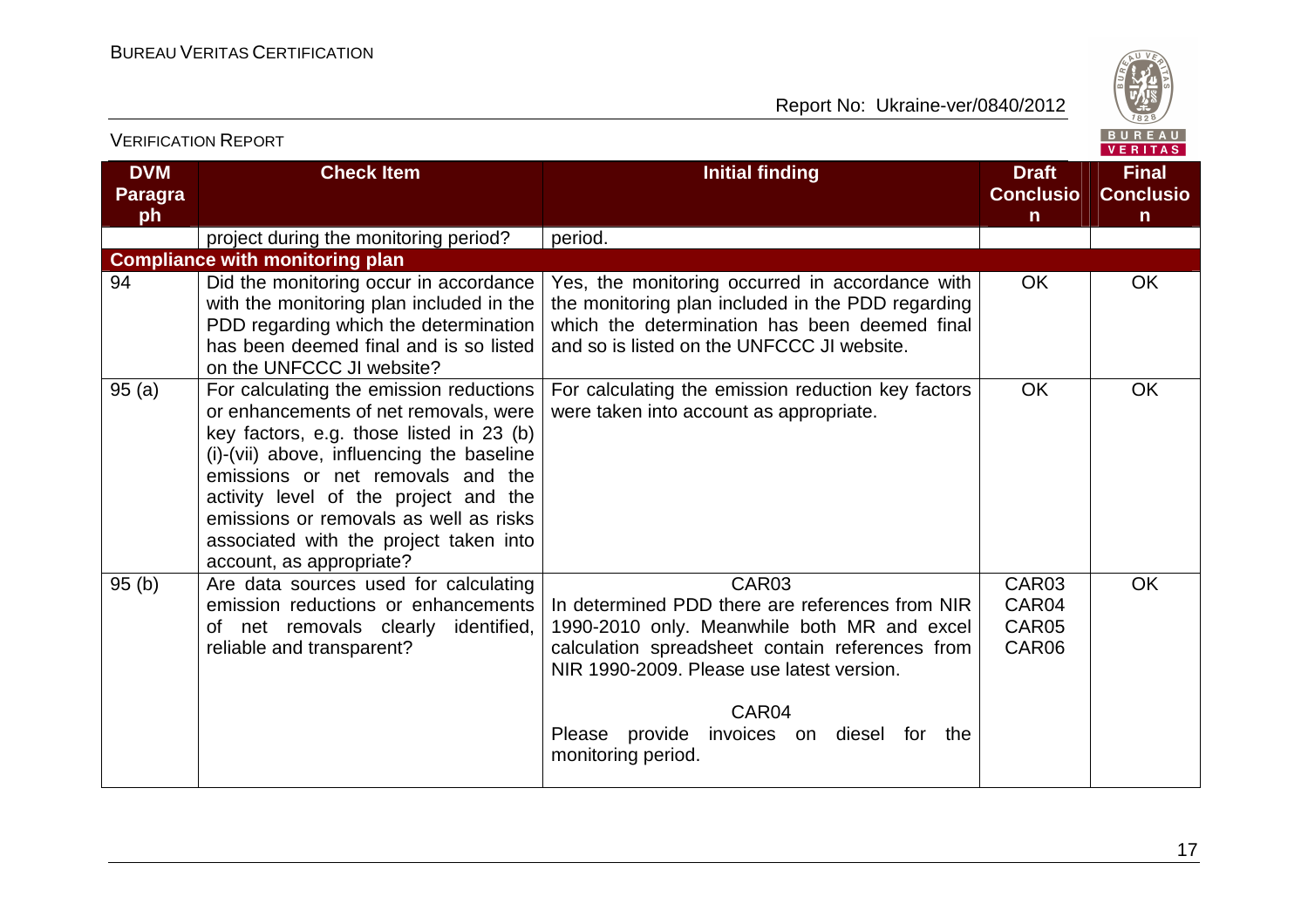| DVM Paragraph | Check Item | Initial finding | Draft Conclusion | Final Conclusion |
|---|---|---|---|---|
| | project during the monitoring period? | period. | | |
| **Compliance with monitoring plan** | | | | |
| 94 | Did the monitoring occur in accordance with the monitoring plan included in the PDD regarding which the determination has been deemed final and is so listed on the UNFCCC JI website? | Yes, the monitoring occurred in accordance with the monitoring plan included in the PDD regarding which the determination has been deemed final and so is listed on the UNFCCC JI website. | OK | OK |
| 95 (a) | For calculating the emission reductions or enhancements of net removals, were key factors, e.g. those listed in 23 (b) (i)-(vii) above, influencing the baseline emissions or net removals and the activity level of the project and the emissions or removals as well as risks associated with the project taken into account, as appropriate? | For calculating the emission reduction key factors were taken into account as appropriate. | OK | OK |
| 95 (b) | Are data sources used for calculating emission reductions or enhancements of net removals clearly identified, reliable and transparent? | CAR03<br>In determined PDD there are references from NIR 1990-2010 only. Meanwhile both MR and excel calculation spreadsheet contain references from NIR 1990-2009. Please use latest version.<br><br>CAR04<br>Please provide invoices on diesel for the monitoring period. | CAR03<br>CAR04<br>CAR05<br>CAR06 | OK |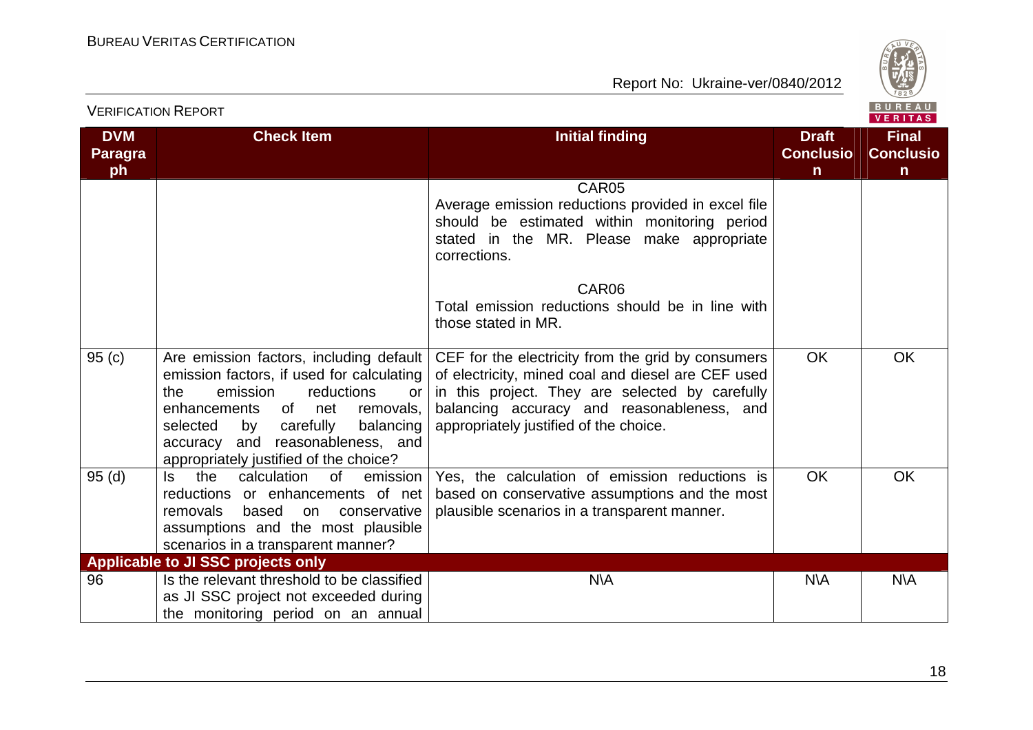| DVM Paragraph | Check Item | Initial finding | Draft Conclusion | Final Conclusion |
|---|---|---|---|---|
| | | CAR05<br>Average emission reductions provided in excel file should be estimated within monitoring period stated in the MR. Please make appropriate corrections.<br><br>CAR06<br>Total emission reductions should be in line with those stated in MR. | | |
| 95 (c) | Are emission factors, including default emission factors, if used for calculating the emission reductions or enhancements of net removals, selected by carefully balancing accuracy and reasonableness, and appropriately justified of the choice? | CEF for the electricity from the grid by consumers of electricity, mined coal and diesel are CEF used in this project. They are selected by carefully balancing accuracy and reasonableness, and appropriately justified of the choice. | OK | OK |
| 95 (d) | Is the calculation of emission reductions or enhancements of net removals based on conservative assumptions and the most plausible scenarios in a transparent manner? | Yes, the calculation of emission reductions is based on conservative assumptions and the most plausible scenarios in a transparent manner. | OK | OK |
| **Applicable to JI SSC projects only** | | | | |
| 96 | Is the relevant threshold to be classified as JI SSC project not exceeded during the monitoring period on an annual | N\A | N\A | N\A |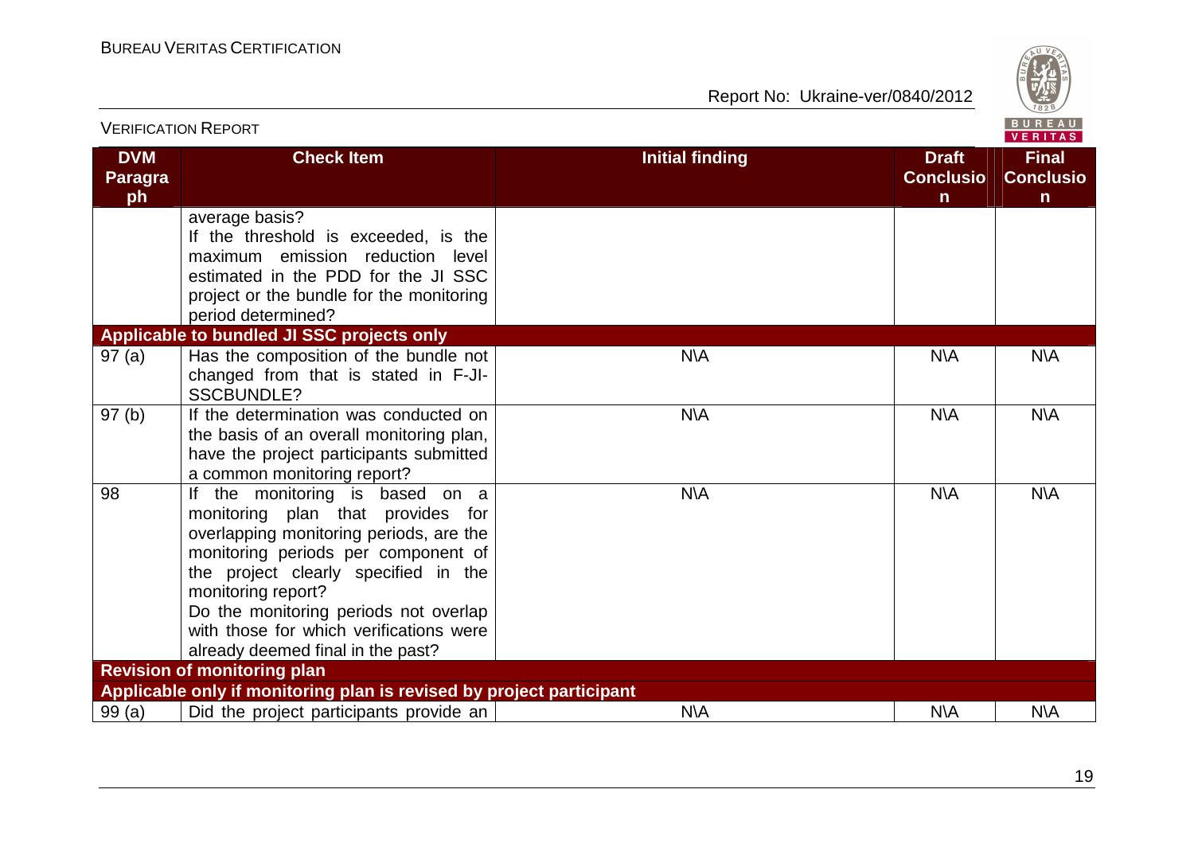| DVM Paragraph | Check Item | Initial finding | Draft Conclusion | Final Conclusion |
|---|---|---|---|---|
| | average basis? If the threshold is exceeded, is the maximum emission reduction level estimated in the PDD for the JI SSC project or the bundle for the monitoring period determined? | | | |
| **Applicable to bundled JI SSC projects only** | | | | |
| 97 (a) | Has the composition of the bundle not changed from that is stated in F-JI-SSCBUNDLE? | N\A | N\A | N\A |
| 97 (b) | If the determination was conducted on the basis of an overall monitoring plan, have the project participants submitted a common monitoring report? | N\A | N\A | N\A |
| 98 | If the monitoring is based on a monitoring plan that provides for overlapping monitoring periods, are the monitoring periods per component of the project clearly specified in the monitoring report? Do the monitoring periods not overlap with those for which verifications were already deemed final in the past? | N\A | N\A | N\A |
| **Revision of monitoring plan** | | | | |
| **Applicable only if monitoring plan is revised by project participant** | | | | |
| 99 (a) | Did the project participants provide an | N\A | N\A | N\A |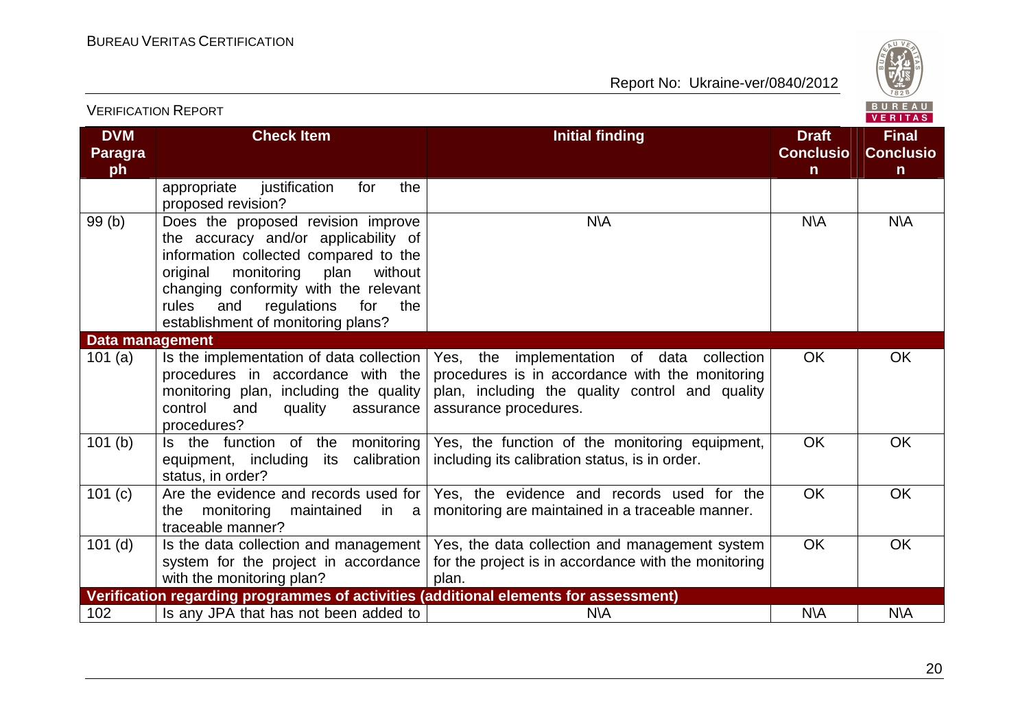| DVM Paragraph | Check Item | Initial finding | Draft Conclusion | Final Conclusion |
|---|---|---|---|---|
| | appropriate justification for the proposed revision? | | | |
| 99 (b) | Does the proposed revision improve the accuracy and/or applicability of information collected compared to the original monitoring plan without changing conformity with the relevant rules and regulations for the establishment of monitoring plans? | N\A | N\A | N\A |
| **Data management** | | | | |
| 101 (a) | Is the implementation of data collection procedures in accordance with the monitoring plan, including the quality control and quality assurance procedures? | Yes, the implementation of data collection procedures is in accordance with the monitoring plan, including the quality control and quality assurance procedures. | OK | OK |
| 101 (b) | Is the function of the monitoring equipment, including its calibration status, in order? | Yes, the function of the monitoring equipment, including its calibration status, is in order. | OK | OK |
| 101 (c) | Are the evidence and records used for the monitoring maintained in a traceable manner? | Yes, the evidence and records used for the monitoring are maintained in a traceable manner. | OK | OK |
| 101 (d) | Is the data collection and management system for the project in accordance with the monitoring plan? | Yes, the data collection and management system for the project is in accordance with the monitoring plan. | OK | OK |
| **Verification regarding programmes of activities (additional elements for assessment)** | | | | |
| 102 | Is any JPA that has not been added to | N\A | N\A | N\A |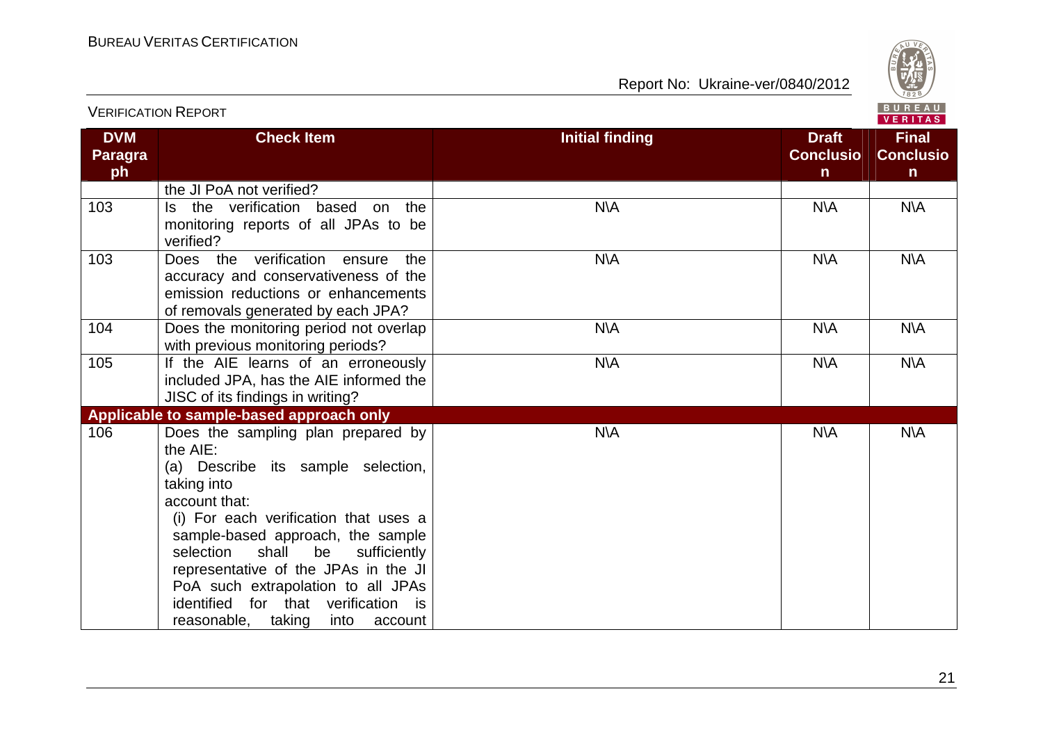| DVM Paragraph | Check Item | Initial finding | Draft Conclusion | Final Conclusion |
|---|---|---|---|---|
| | the JI PoA not verified? | | | |
| 103 | Is the verification based on the monitoring reports of all JPAs to be verified? | N\A | N\A | N\A |
| 103 | Does the verification ensure the accuracy and conservativeness of the emission reductions or enhancements of removals generated by each JPA? | N\A | N\A | N\A |
| 104 | Does the monitoring period not overlap with previous monitoring periods? | N\A | N\A | N\A |
| 105 | If the AIE learns of an erroneously included JPA, has the AIE informed the JISC of its findings in writing? | N\A | N\A | N\A |
| **Applicable to sample-based approach only** | | | | |
| 106 | Does the sampling plan prepared by the AIE:<br>(a) Describe its sample selection, taking into account that:<br>(i) For each verification that uses a sample-based approach, the sample selection shall be sufficiently representative of the JPAs in the JI PoA such extrapolation to all JPAs identified for that verification is reasonable, taking into account | N\A | N\A | N\A |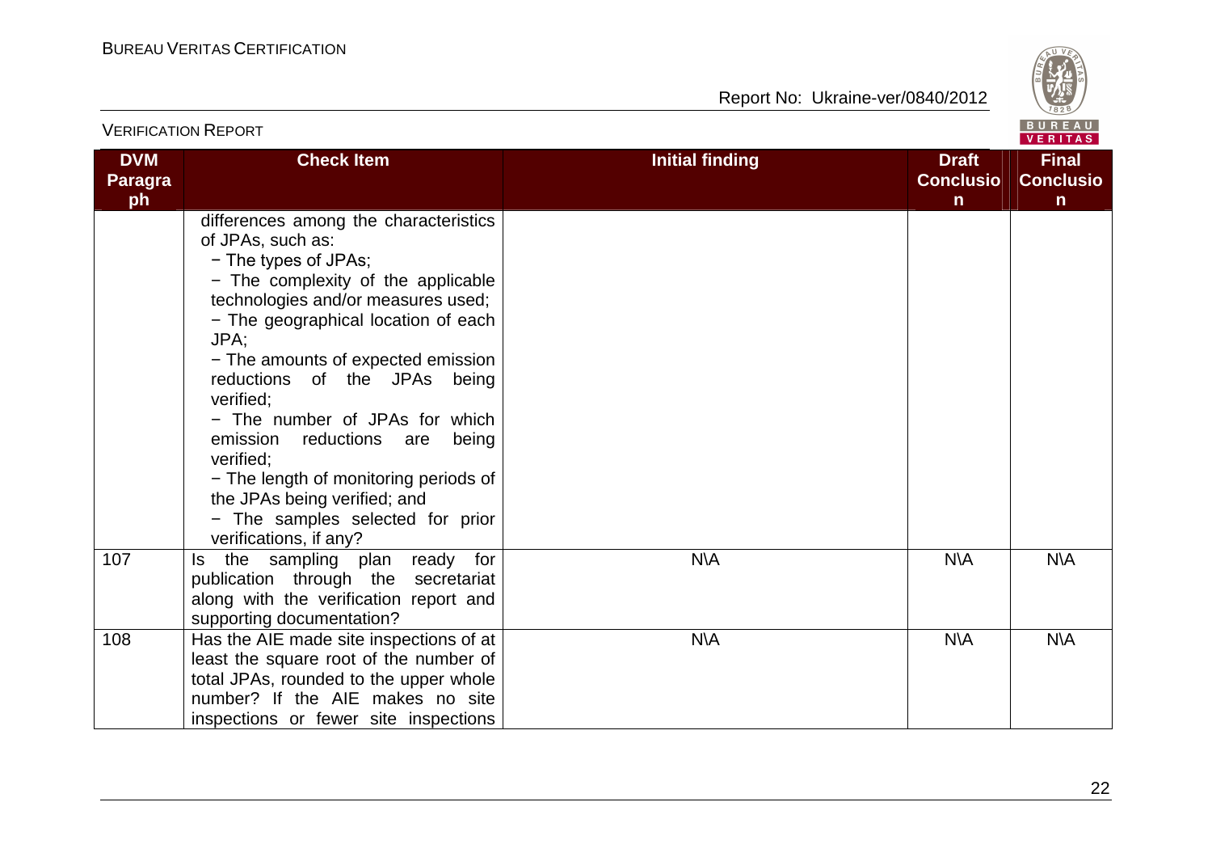| DVM Paragraph | Check Item | Initial finding | Draft Conclusion | Final Conclusion |
|---|---|---|---|---|
| | differences among the characteristics of JPAs, such as:<br>− The types of JPAs;<br>− The complexity of the applicable technologies and/or measures used;<br>− The geographical location of each JPA;<br>− The amounts of expected emission reductions of the JPAs being verified;<br>− The number of JPAs for which emission reductions are being verified;<br>− The length of monitoring periods of the JPAs being verified; and<br>− The samples selected for prior verifications, if any? | | | |
| 107 | Is the sampling plan ready for publication through the secretariat along with the verification report and supporting documentation? | N\A | N\A | N\A |
| 108 | Has the AIE made site inspections of at least the square root of the number of total JPAs, rounded to the upper whole number? If the AIE makes no site inspections or fewer site inspections | N\A | N\A | N\A |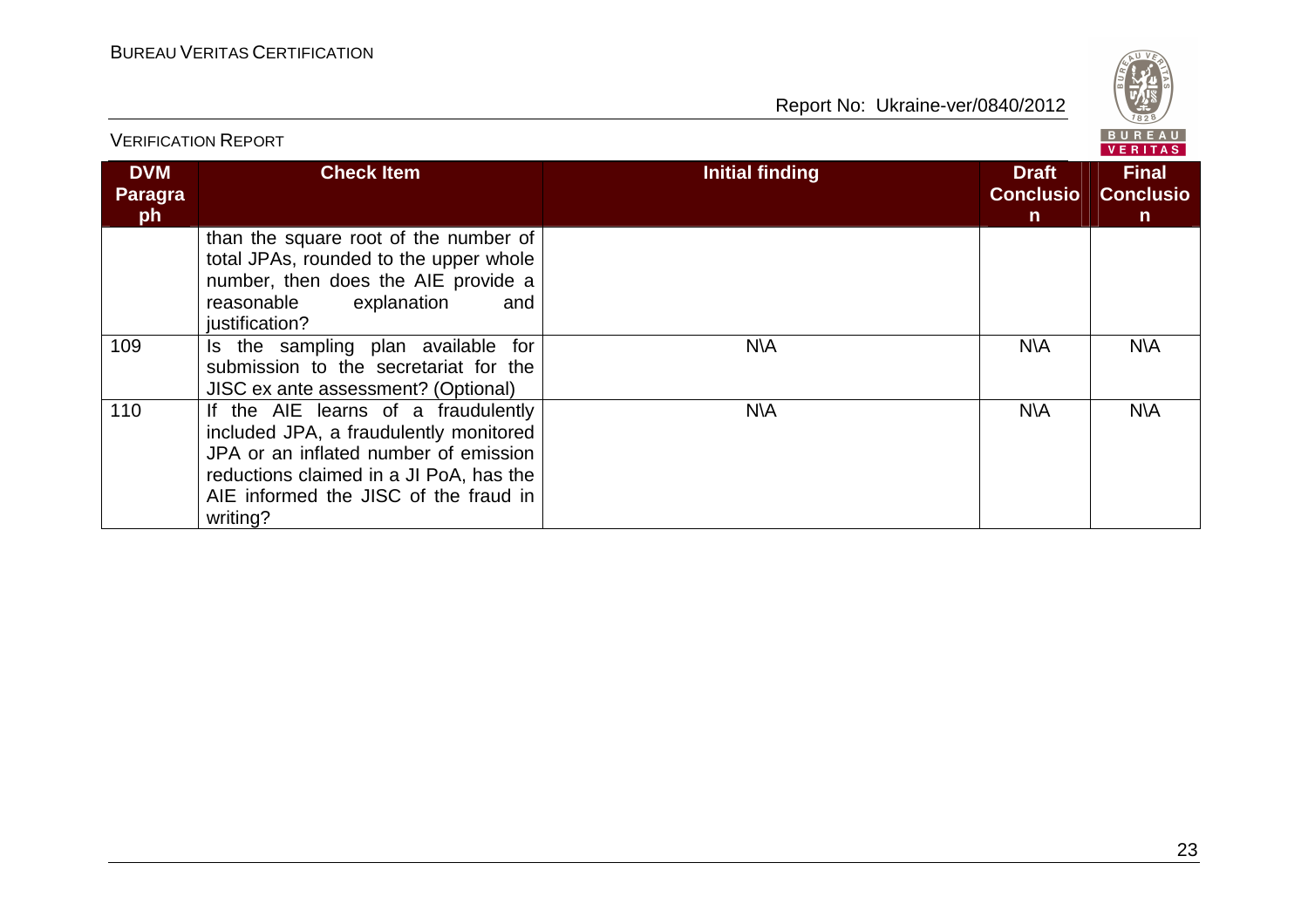| DVM Paragraph | Check Item | Initial finding | Draft Conclusion | Final Conclusion |
|---|---|---|---|---|
| | than the square root of the number of total JPAs, rounded to the upper whole number, then does the AIE provide a reasonable explanation and justification? | | | |
| 109 | Is the sampling plan available for submission to the secretariat for the JISC ex ante assessment? (Optional) | N\A | N\A | N\A |
| 110 | If the AIE learns of a fraudulently included JPA, a fraudulently monitored JPA or an inflated number of emission reductions claimed in a JI PoA, has the AIE informed the JISC of the fraud in writing? | N\A | N\A | N\A |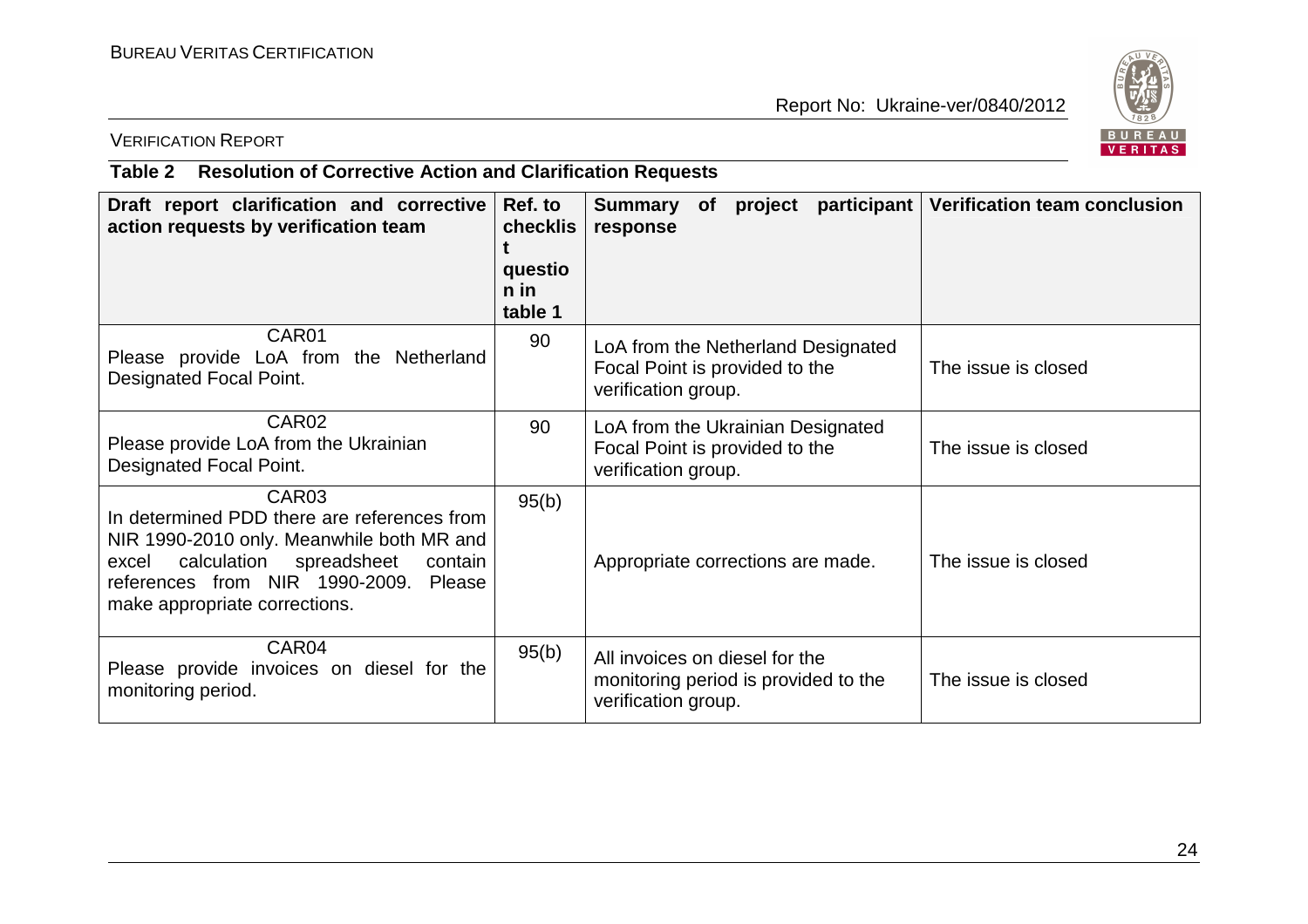**Table 2 Resolution of Corrective Action and Clarification Requests**

| Draft report clarification and corrective action requests by verification team | Ref. to checklist question in table 1 | Summary of project participant response | Verification team conclusion |
|---|---|---|---|
| CAR01<br>Please provide LoA from the Netherland Designated Focal Point. | 90 | LoA from the Netherland Designated Focal Point is provided to the verification group. | The issue is closed |
| CAR02<br>Please provide LoA from the Ukrainian Designated Focal Point. | 90 | LoA from the Ukrainian Designated Focal Point is provided to the verification group. | The issue is closed |
| CAR03<br>In determined PDD there are references from NIR 1990-2010 only. Meanwhile both MR and excel calculation spreadsheet contain references from NIR 1990-2009. Please make appropriate corrections. | 95(b) | Appropriate corrections are made. | The issue is closed |
| CAR04<br>Please provide invoices on diesel for the monitoring period. | 95(b) | All invoices on diesel for the monitoring period is provided to the verification group. | The issue is closed |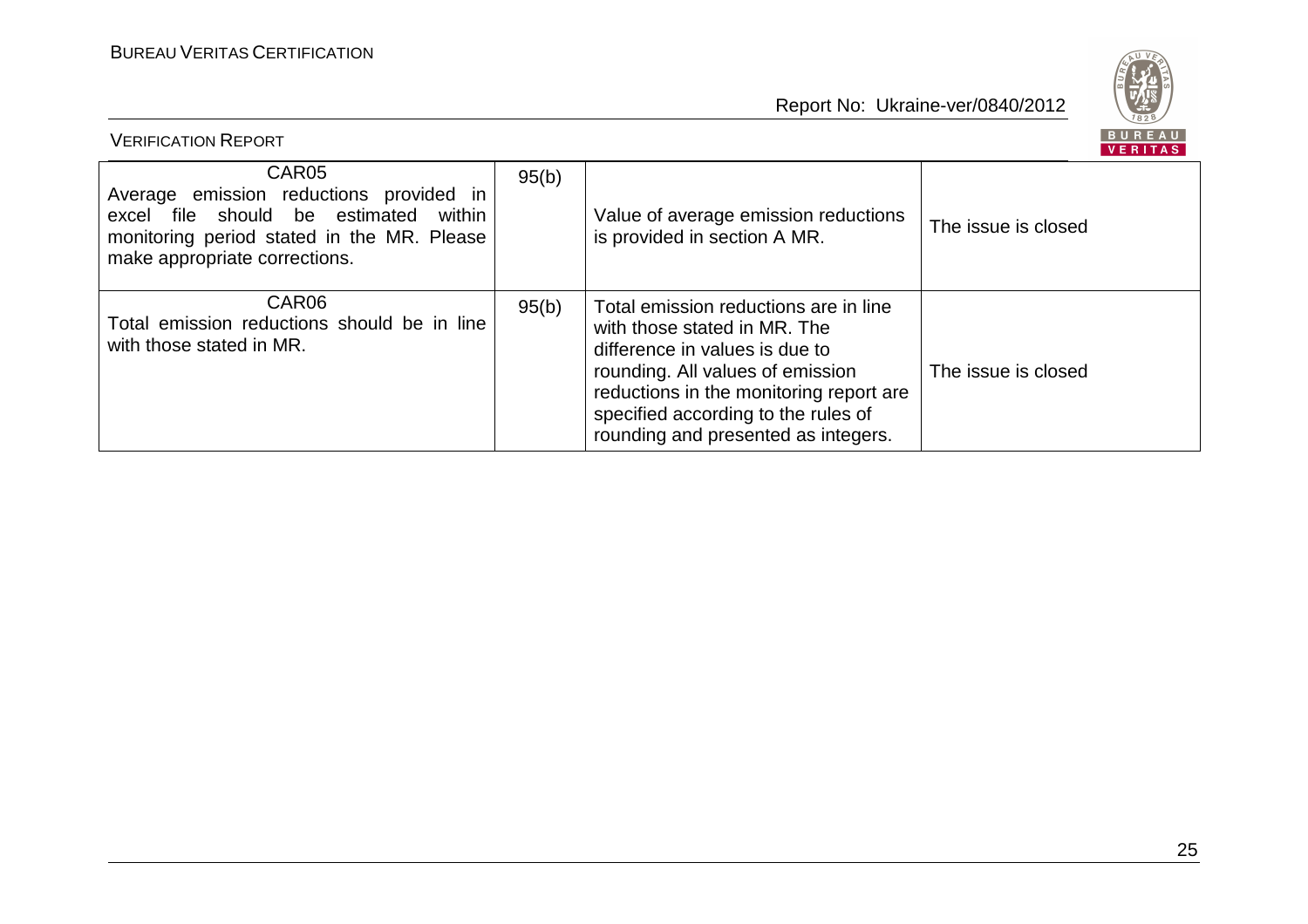| | | | |
|---|---|---|---|
| CAR05<br>Average emission reductions provided in excel file should be estimated within monitoring period stated in the MR. Please make appropriate corrections. | 95(b) | Value of average emission reductions is provided in section A MR. | The issue is closed |
| CAR06<br>Total emission reductions should be in line with those stated in MR. | 95(b) | Total emission reductions are in line with those stated in MR. The difference in values is due to rounding. All values of emission reductions in the monitoring report are specified according to the rules of rounding and presented as integers. | The issue is closed |